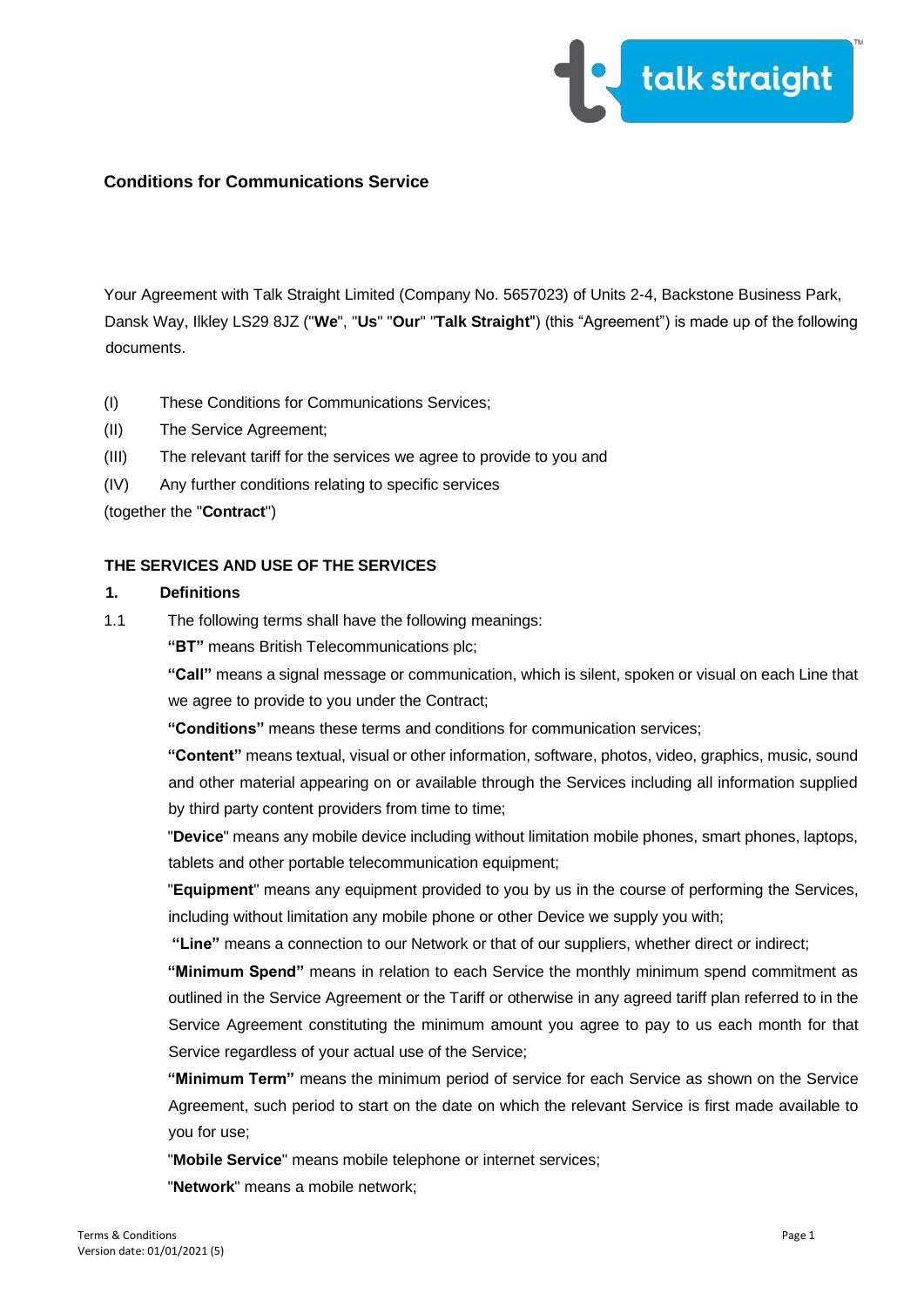## Conditions for Communications Service

Your Agreement with Talk Straight Limited (Company No. 5657023) of Units 2-4, Backstone Business Park, Dansk Way, Ilkley LS29 8JZ ("**We**", "**Us**" "**Our**" "**Talk Straight**") (this "Agreement") is made up of the following documents.

(I) These Conditions for Communications Services;

(II) The Service Agreement;

(III) The relevant tariff for the services we agree to provide to you and

(IV) Any further conditions relating to specific services

(together the "**Contract**")

### THE SERVICES AND USE OF THE SERVICES

**1. Definitions**

1.1 The following terms shall have the following meanings:

**"BT"** means British Telecommunications plc;

**"Call"** means a signal message or communication, which is silent, spoken or visual on each Line that we agree to provide to you under the Contract;

**"Conditions"** means these terms and conditions for communication services;

**"Content"** means textual, visual or other information, software, photos, video, graphics, music, sound and other material appearing on or available through the Services including all information supplied by third party content providers from time to time;

"**Device**" means any mobile device including without limitation mobile phones, smart phones, laptops, tablets and other portable telecommunication equipment;

"**Equipment**" means any equipment provided to you by us in the course of performing the Services, including without limitation any mobile phone or other Device we supply you with;

**"Line"** means a connection to our Network or that of our suppliers, whether direct or indirect;

**"Minimum Spend"** means in relation to each Service the monthly minimum spend commitment as outlined in the Service Agreement or the Tariff or otherwise in any agreed tariff plan referred to in the Service Agreement constituting the minimum amount you agree to pay to us each month for that Service regardless of your actual use of the Service;

**"Minimum Term"** means the minimum period of service for each Service as shown on the Service Agreement, such period to start on the date on which the relevant Service is first made available to you for use;

"**Mobile Service**" means mobile telephone or internet services;

"**Network**" means a mobile network;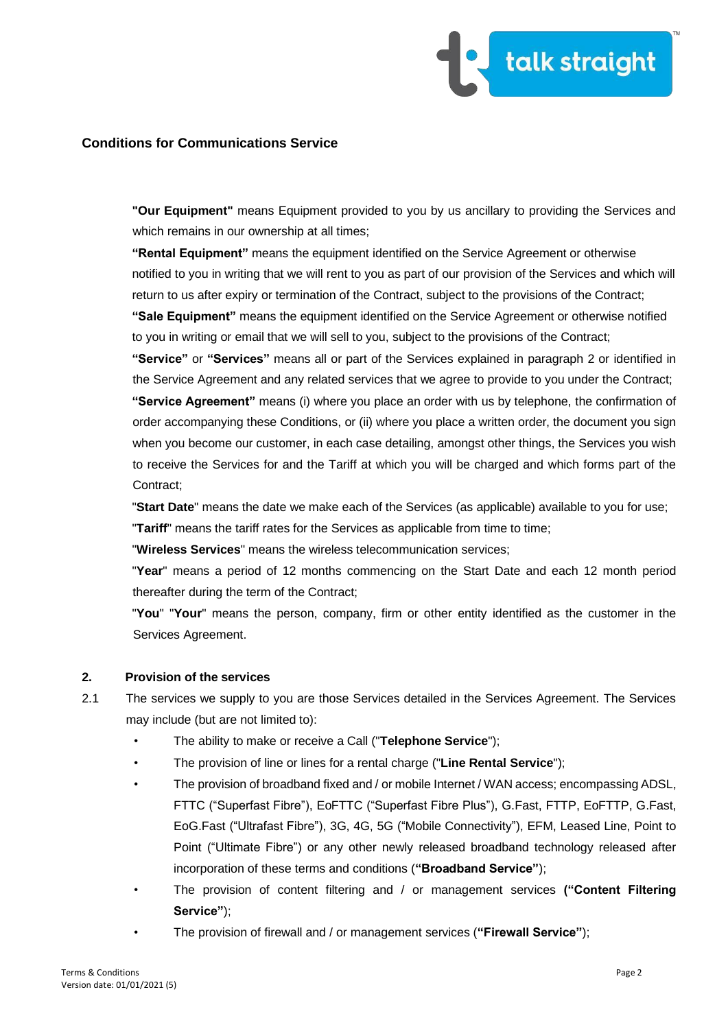## Conditions for Communications Service

**"Our Equipment"** means Equipment provided to you by us ancillary to providing the Services and which remains in our ownership at all times;

**"Rental Equipment"** means the equipment identified on the Service Agreement or otherwise notified to you in writing that we will rent to you as part of our provision of the Services and which will return to us after expiry or termination of the Contract, subject to the provisions of the Contract;

**"Sale Equipment"** means the equipment identified on the Service Agreement or otherwise notified to you in writing or email that we will sell to you, subject to the provisions of the Contract;

**"Service"** or **"Services"** means all or part of the Services explained in paragraph 2 or identified in the Service Agreement and any related services that we agree to provide to you under the Contract;

**"Service Agreement"** means (i) where you place an order with us by telephone, the confirmation of order accompanying these Conditions, or (ii) where you place a written order, the document you sign when you become our customer, in each case detailing, amongst other things, the Services you wish to receive the Services for and the Tariff at which you will be charged and which forms part of the Contract;

"**Start Date**" means the date we make each of the Services (as applicable) available to you for use;

"**Tariff**" means the tariff rates for the Services as applicable from time to time;

"**Wireless Services**" means the wireless telecommunication services;

"**Year**" means a period of 12 months commencing on the Start Date and each 12 month period thereafter during the term of the Contract;

"**You**" "**Your**" means the person, company, firm or other entity identified as the customer in the Services Agreement.

### 2. Provision of the services

2.1 The services we supply to you are those Services detailed in the Services Agreement. The Services may include (but are not limited to):

- The ability to make or receive a Call ("**Telephone Service**");
- The provision of line or lines for a rental charge ("**Line Rental Service**");
- The provision of broadband fixed and / or mobile Internet / WAN access; encompassing ADSL, FTTC ("Superfast Fibre"), EoFTTC ("Superfast Fibre Plus"), G.Fast, FTTP, EoFTTP, G.Fast, EoG.Fast ("Ultrafast Fibre"), 3G, 4G, 5G ("Mobile Connectivity"), EFM, Leased Line, Point to Point ("Ultimate Fibre") or any other newly released broadband technology released after incorporation of these terms and conditions (**"Broadband Service"**);
- The provision of content filtering and / or management services **("Content Filtering Service"**);
- The provision of firewall and / or management services (**"Firewall Service"**);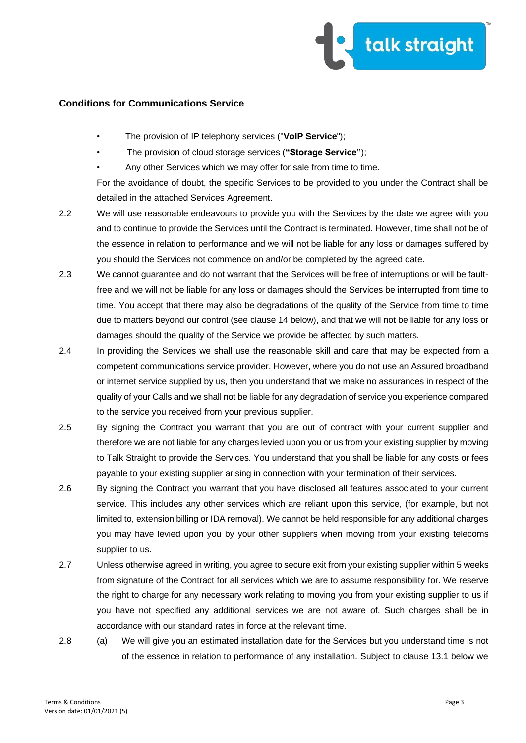**Conditions for Communications Service**

- The provision of IP telephony services ("**VoIP Service**");
- The provision of cloud storage services (**"Storage Service"**);
- Any other Services which we may offer for sale from time to time.

For the avoidance of doubt, the specific Services to be provided to you under the Contract shall be detailed in the attached Services Agreement.

2.2 We will use reasonable endeavours to provide you with the Services by the date we agree with you and to continue to provide the Services until the Contract is terminated. However, time shall not be of the essence in relation to performance and we will not be liable for any loss or damages suffered by you should the Services not commence on and/or be completed by the agreed date.

2.3 We cannot guarantee and do not warrant that the Services will be free of interruptions or will be fault-free and we will not be liable for any loss or damages should the Services be interrupted from time to time. You accept that there may also be degradations of the quality of the Service from time to time due to matters beyond our control (see clause 14 below), and that we will not be liable for any loss or damages should the quality of the Service we provide be affected by such matters.

2.4 In providing the Services we shall use the reasonable skill and care that may be expected from a competent communications service provider. However, where you do not use an Assured broadband or internet service supplied by us, then you understand that we make no assurances in respect of the quality of your Calls and we shall not be liable for any degradation of service you experience compared to the service you received from your previous supplier.

2.5 By signing the Contract you warrant that you are out of contract with your current supplier and therefore we are not liable for any charges levied upon you or us from your existing supplier by moving to Talk Straight to provide the Services. You understand that you shall be liable for any costs or fees payable to your existing supplier arising in connection with your termination of their services.

2.6 By signing the Contract you warrant that you have disclosed all features associated to your current service. This includes any other services which are reliant upon this service, (for example, but not limited to, extension billing or IDA removal). We cannot be held responsible for any additional charges you may have levied upon you by your other suppliers when moving from your existing telecoms supplier to us.

2.7 Unless otherwise agreed in writing, you agree to secure exit from your existing supplier within 5 weeks from signature of the Contract for all services which we are to assume responsibility for. We reserve the right to charge for any necessary work relating to moving you from your existing supplier to us if you have not specified any additional services we are not aware of. Such charges shall be in accordance with our standard rates in force at the relevant time.

2.8 (a) We will give you an estimated installation date for the Services but you understand time is not of the essence in relation to performance of any installation. Subject to clause 13.1 below we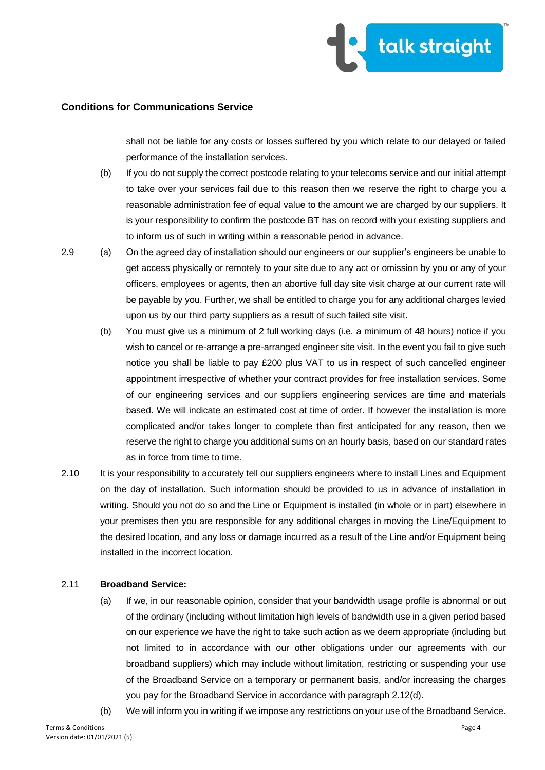## Conditions for Communications Service

shall not be liable for any costs or losses suffered by you which relate to our delayed or failed performance of the installation services.

(b) If you do not supply the correct postcode relating to your telecoms service and our initial attempt to take over your services fail due to this reason then we reserve the right to charge you a reasonable administration fee of equal value to the amount we are charged by our suppliers. It is your responsibility to confirm the postcode BT has on record with your existing suppliers and to inform us of such in writing within a reasonable period in advance.

2.9 (a) On the agreed day of installation should our engineers or our supplier's engineers be unable to get access physically or remotely to your site due to any act or omission by you or any of your officers, employees or agents, then an abortive full day site visit charge at our current rate will be payable by you. Further, we shall be entitled to charge you for any additional charges levied upon us by our third party suppliers as a result of such failed site visit.

(b) You must give us a minimum of 2 full working days (i.e. a minimum of 48 hours) notice if you wish to cancel or re-arrange a pre-arranged engineer site visit. In the event you fail to give such notice you shall be liable to pay £200 plus VAT to us in respect of such cancelled engineer appointment irrespective of whether your contract provides for free installation services. Some of our engineering services and our suppliers engineering services are time and materials based. We will indicate an estimated cost at time of order. If however the installation is more complicated and/or takes longer to complete than first anticipated for any reason, then we reserve the right to charge you additional sums on an hourly basis, based on our standard rates as in force from time to time.

2.10 It is your responsibility to accurately tell our suppliers engineers where to install Lines and Equipment on the day of installation. Such information should be provided to us in advance of installation in writing. Should you not do so and the Line or Equipment is installed (in whole or in part) elsewhere in your premises then you are responsible for any additional charges in moving the Line/Equipment to the desired location, and any loss or damage incurred as a result of the Line and/or Equipment being installed in the incorrect location.

2.11 **Broadband Service:**

(a) If we, in our reasonable opinion, consider that your bandwidth usage profile is abnormal or out of the ordinary (including without limitation high levels of bandwidth use in a given period based on our experience we have the right to take such action as we deem appropriate (including but not limited to in accordance with our other obligations under our agreements with our broadband suppliers) which may include without limitation, restricting or suspending your use of the Broadband Service on a temporary or permanent basis, and/or increasing the charges you pay for the Broadband Service in accordance with paragraph 2.12(d).

(b) We will inform you in writing if we impose any restrictions on your use of the Broadband Service.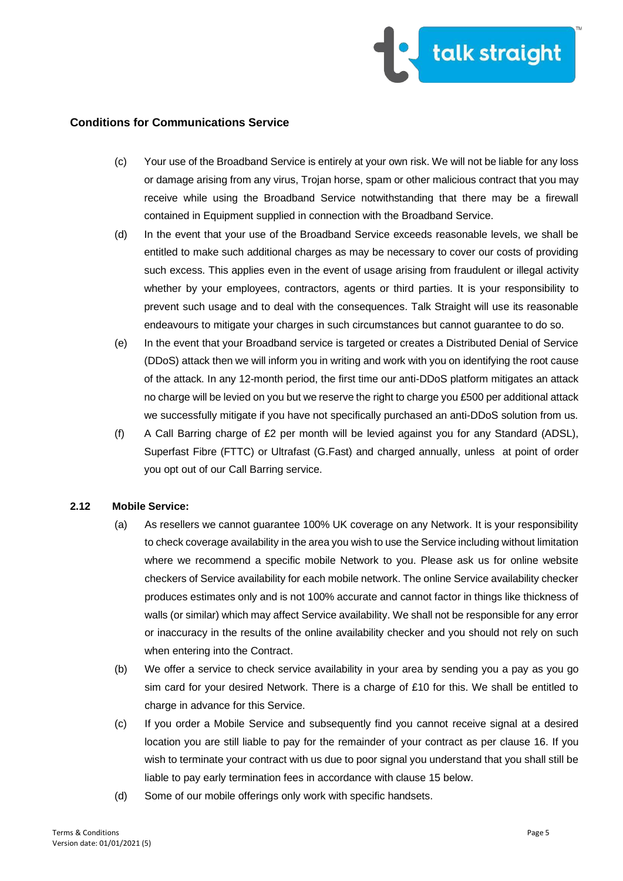## Conditions for Communications Service

(c) Your use of the Broadband Service is entirely at your own risk. We will not be liable for any loss or damage arising from any virus, Trojan horse, spam or other malicious contract that you may receive while using the Broadband Service notwithstanding that there may be a firewall contained in Equipment supplied in connection with the Broadband Service.

(d) In the event that your use of the Broadband Service exceeds reasonable levels, we shall be entitled to make such additional charges as may be necessary to cover our costs of providing such excess. This applies even in the event of usage arising from fraudulent or illegal activity whether by your employees, contractors, agents or third parties. It is your responsibility to prevent such usage and to deal with the consequences. Talk Straight will use its reasonable endeavours to mitigate your charges in such circumstances but cannot guarantee to do so.

(e) In the event that your Broadband service is targeted or creates a Distributed Denial of Service (DDoS) attack then we will inform you in writing and work with you on identifying the root cause of the attack. In any 12-month period, the first time our anti-DDoS platform mitigates an attack no charge will be levied on you but we reserve the right to charge you £500 per additional attack we successfully mitigate if you have not specifically purchased an anti-DDoS solution from us.

(f) A Call Barring charge of £2 per month will be levied against you for any Standard (ADSL), Superfast Fibre (FTTC) or Ultrafast (G.Fast) and charged annually, unless at point of order you opt out of our Call Barring service.

**2.12 Mobile Service:**

(a) As resellers we cannot guarantee 100% UK coverage on any Network. It is your responsibility to check coverage availability in the area you wish to use the Service including without limitation where we recommend a specific mobile Network to you. Please ask us for online website checkers of Service availability for each mobile network. The online Service availability checker produces estimates only and is not 100% accurate and cannot factor in things like thickness of walls (or similar) which may affect Service availability. We shall not be responsible for any error or inaccuracy in the results of the online availability checker and you should not rely on such when entering into the Contract.

(b) We offer a service to check service availability in your area by sending you a pay as you go sim card for your desired Network. There is a charge of £10 for this. We shall be entitled to charge in advance for this Service.

(c) If you order a Mobile Service and subsequently find you cannot receive signal at a desired location you are still liable to pay for the remainder of your contract as per clause 16. If you wish to terminate your contract with us due to poor signal you understand that you shall still be liable to pay early termination fees in accordance with clause 15 below.

(d) Some of our mobile offerings only work with specific handsets.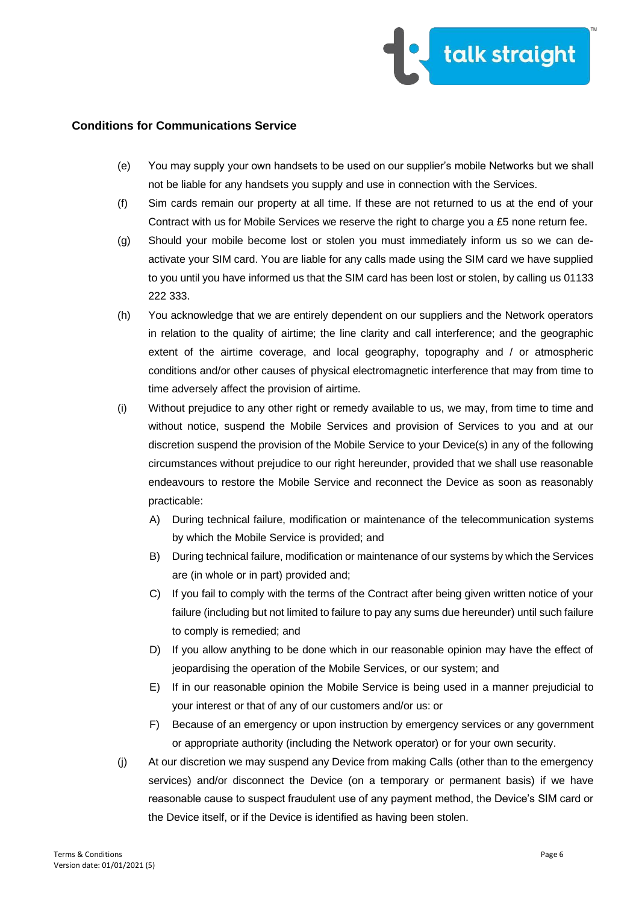**Conditions for Communications Service**

(e) You may supply your own handsets to be used on our supplier's mobile Networks but we shall not be liable for any handsets you supply and use in connection with the Services.

(f) Sim cards remain our property at all time. If these are not returned to us at the end of your Contract with us for Mobile Services we reserve the right to charge you a £5 none return fee.

(g) Should your mobile become lost or stolen you must immediately inform us so we can de-activate your SIM card. You are liable for any calls made using the SIM card we have supplied to you until you have informed us that the SIM card has been lost or stolen, by calling us 01133 222 333.

(h) You acknowledge that we are entirely dependent on our suppliers and the Network operators in relation to the quality of airtime; the line clarity and call interference; and the geographic extent of the airtime coverage, and local geography, topography and / or atmospheric conditions and/or other causes of physical electromagnetic interference that may from time to time adversely affect the provision of airtime.

(i) Without prejudice to any other right or remedy available to us, we may, from time to time and without notice, suspend the Mobile Services and provision of Services to you and at our discretion suspend the provision of the Mobile Service to your Device(s) in any of the following circumstances without prejudice to our right hereunder, provided that we shall use reasonable endeavours to restore the Mobile Service and reconnect the Device as soon as reasonably practicable:

   A) During technical failure, modification or maintenance of the telecommunication systems by which the Mobile Service is provided; and

   B) During technical failure, modification or maintenance of our systems by which the Services are (in whole or in part) provided and;

   C) If you fail to comply with the terms of the Contract after being given written notice of your failure (including but not limited to failure to pay any sums due hereunder) until such failure to comply is remedied; and

   D) If you allow anything to be done which in our reasonable opinion may have the effect of jeopardising the operation of the Mobile Services, or our system; and

   E) If in our reasonable opinion the Mobile Service is being used in a manner prejudicial to your interest or that of any of our customers and/or us: or

   F) Because of an emergency or upon instruction by emergency services or any government or appropriate authority (including the Network operator) or for your own security.

(j) At our discretion we may suspend any Device from making Calls (other than to the emergency services) and/or disconnect the Device (on a temporary or permanent basis) if we have reasonable cause to suspect fraudulent use of any payment method, the Device's SIM card or the Device itself, or if the Device is identified as having been stolen.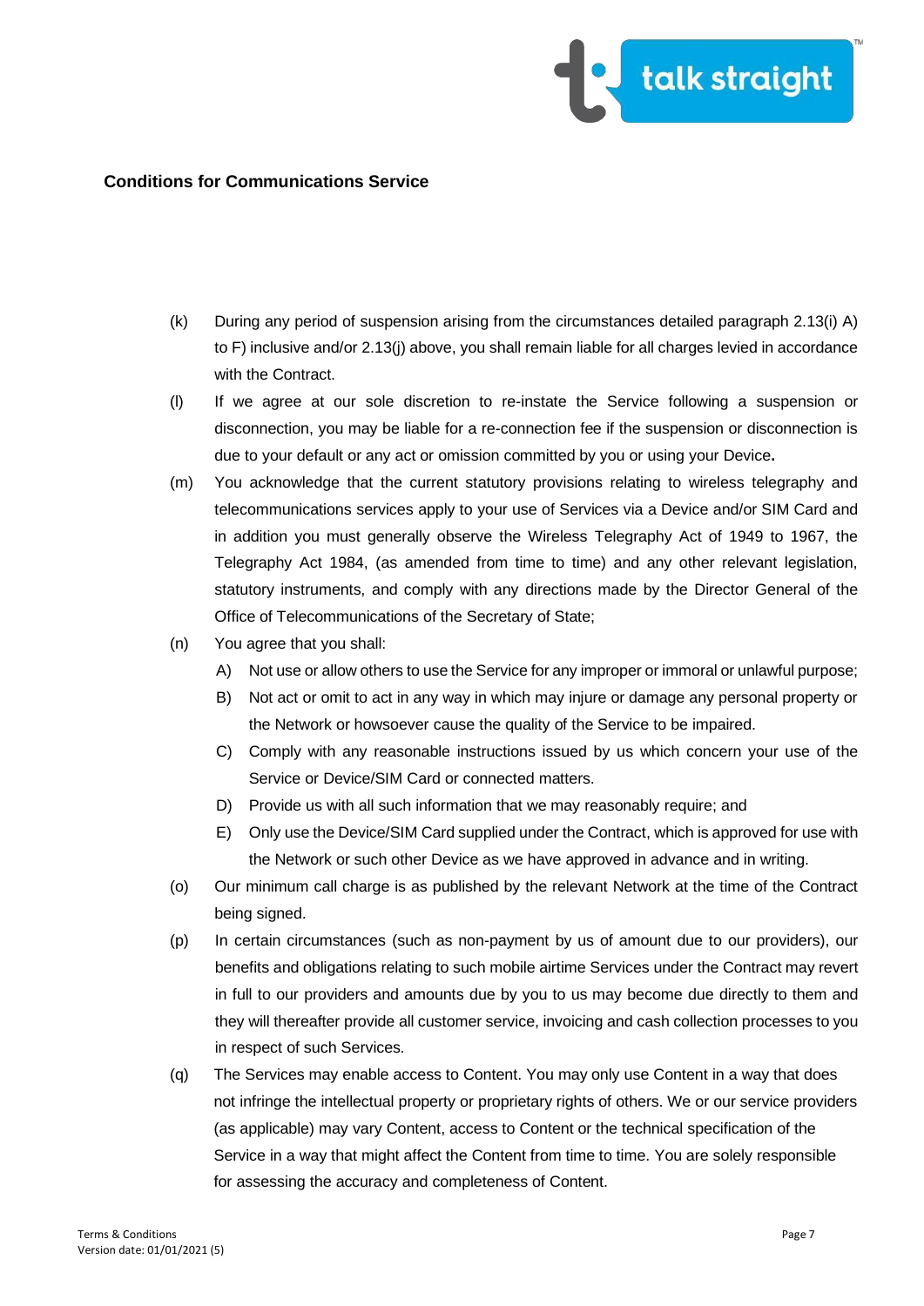**Conditions for Communications Service**

(k) During any period of suspension arising from the circumstances detailed paragraph 2.13(i) A) to F) inclusive and/or 2.13(j) above, you shall remain liable for all charges levied in accordance with the Contract.

(l) If we agree at our sole discretion to re-instate the Service following a suspension or disconnection, you may be liable for a re-connection fee if the suspension or disconnection is due to your default or any act or omission committed by you or using your Device**.**

(m) You acknowledge that the current statutory provisions relating to wireless telegraphy and telecommunications services apply to your use of Services via a Device and/or SIM Card and in addition you must generally observe the Wireless Telegraphy Act of 1949 to 1967, the Telegraphy Act 1984, (as amended from time to time) and any other relevant legislation, statutory instruments, and comply with any directions made by the Director General of the Office of Telecommunications of the Secretary of State;

(n) You agree that you shall:

  A) Not use or allow others to use the Service for any improper or immoral or unlawful purpose;

  B) Not act or omit to act in any way in which may injure or damage any personal property or the Network or howsoever cause the quality of the Service to be impaired.

  C) Comply with any reasonable instructions issued by us which concern your use of the Service or Device/SIM Card or connected matters.

  D) Provide us with all such information that we may reasonably require; and

  E) Only use the Device/SIM Card supplied under the Contract, which is approved for use with the Network or such other Device as we have approved in advance and in writing.

(o) Our minimum call charge is as published by the relevant Network at the time of the Contract being signed.

(p) In certain circumstances (such as non-payment by us of amount due to our providers), our benefits and obligations relating to such mobile airtime Services under the Contract may revert in full to our providers and amounts due by you to us may become due directly to them and they will thereafter provide all customer service, invoicing and cash collection processes to you in respect of such Services.

(q) The Services may enable access to Content. You may only use Content in a way that does not infringe the intellectual property or proprietary rights of others. We or our service providers (as applicable) may vary Content, access to Content or the technical specification of the Service in a way that might affect the Content from time to time. You are solely responsible for assessing the accuracy and completeness of Content.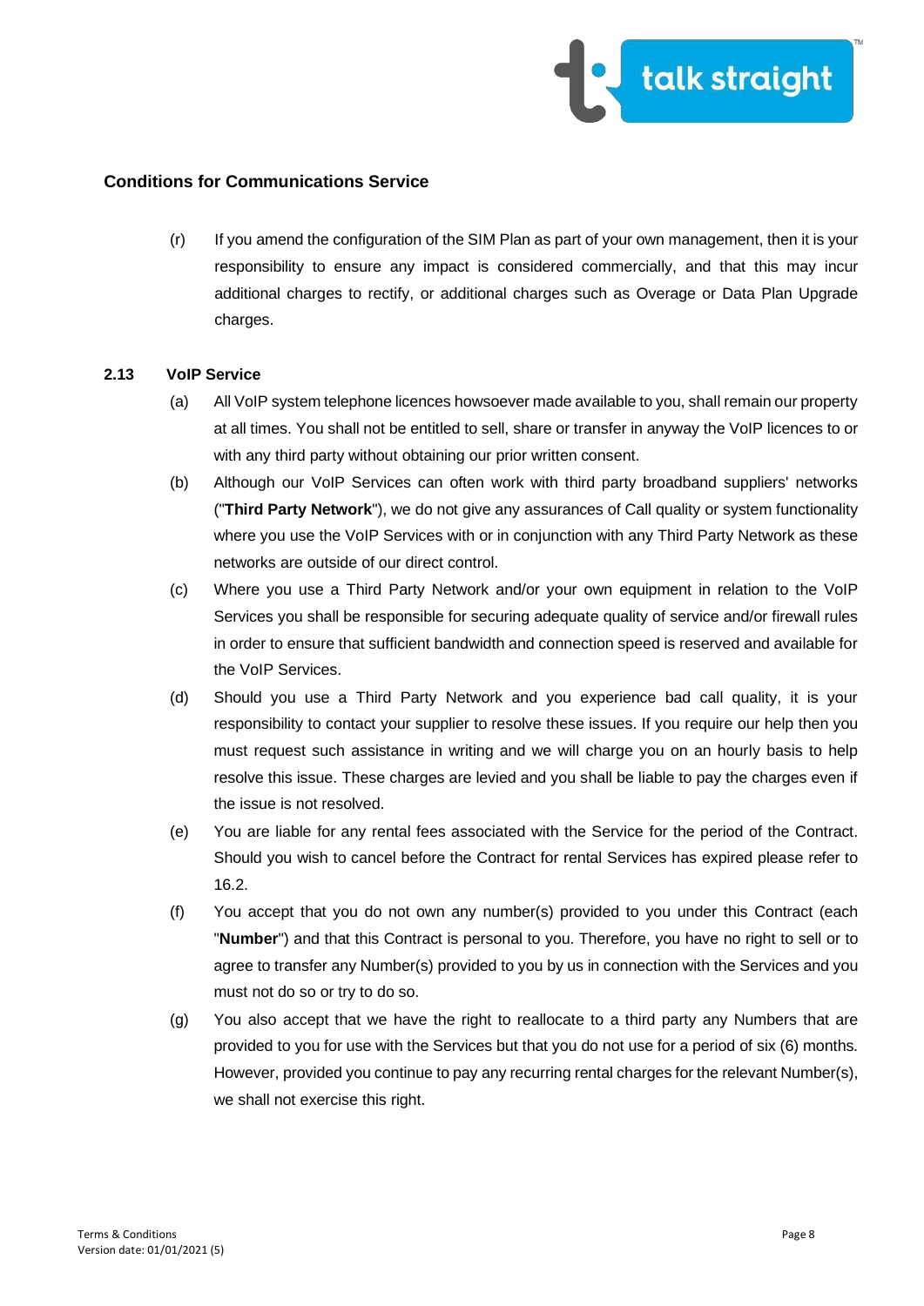## Conditions for Communications Service

(r) If you amend the configuration of the SIM Plan as part of your own management, then it is your responsibility to ensure any impact is considered commercially, and that this may incur additional charges to rectify, or additional charges such as Overage or Data Plan Upgrade charges.

### 2.13 VoIP Service

(a) All VoIP system telephone licences howsoever made available to you, shall remain our property at all times. You shall not be entitled to sell, share or transfer in anyway the VoIP licences to or with any third party without obtaining our prior written consent.

(b) Although our VoIP Services can often work with third party broadband suppliers' networks ("**Third Party Network**"), we do not give any assurances of Call quality or system functionality where you use the VoIP Services with or in conjunction with any Third Party Network as these networks are outside of our direct control.

(c) Where you use a Third Party Network and/or your own equipment in relation to the VoIP Services you shall be responsible for securing adequate quality of service and/or firewall rules in order to ensure that sufficient bandwidth and connection speed is reserved and available for the VoIP Services.

(d) Should you use a Third Party Network and you experience bad call quality, it is your responsibility to contact your supplier to resolve these issues. If you require our help then you must request such assistance in writing and we will charge you on an hourly basis to help resolve this issue. These charges are levied and you shall be liable to pay the charges even if the issue is not resolved.

(e) You are liable for any rental fees associated with the Service for the period of the Contract. Should you wish to cancel before the Contract for rental Services has expired please refer to 16.2.

(f) You accept that you do not own any number(s) provided to you under this Contract (each "**Number**") and that this Contract is personal to you. Therefore, you have no right to sell or to agree to transfer any Number(s) provided to you by us in connection with the Services and you must not do so or try to do so.

(g) You also accept that we have the right to reallocate to a third party any Numbers that are provided to you for use with the Services but that you do not use for a period of six (6) months. However, provided you continue to pay any recurring rental charges for the relevant Number(s), we shall not exercise this right.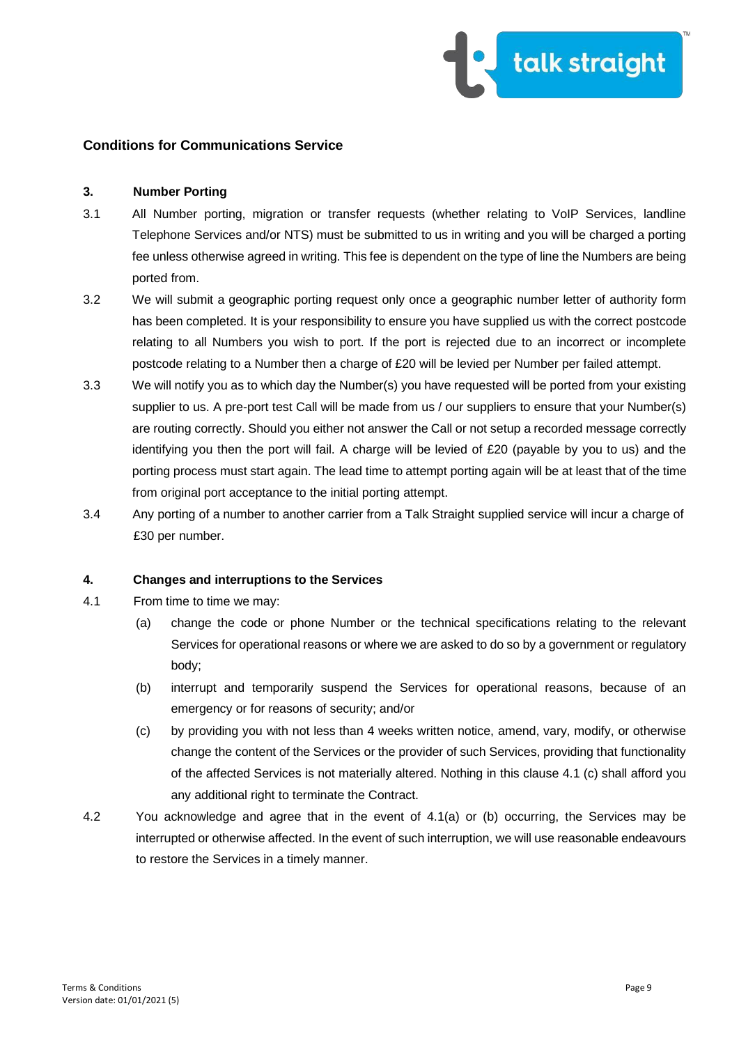## Conditions for Communications Service

### 3. Number Porting

3.1 All Number porting, migration or transfer requests (whether relating to VoIP Services, landline Telephone Services and/or NTS) must be submitted to us in writing and you will be charged a porting fee unless otherwise agreed in writing. This fee is dependent on the type of line the Numbers are being ported from.

3.2 We will submit a geographic porting request only once a geographic number letter of authority form has been completed. It is your responsibility to ensure you have supplied us with the correct postcode relating to all Numbers you wish to port. If the port is rejected due to an incorrect or incomplete postcode relating to a Number then a charge of £20 will be levied per Number per failed attempt.

3.3 We will notify you as to which day the Number(s) you have requested will be ported from your existing supplier to us. A pre-port test Call will be made from us / our suppliers to ensure that your Number(s) are routing correctly. Should you either not answer the Call or not setup a recorded message correctly identifying you then the port will fail. A charge will be levied of £20 (payable by you to us) and the porting process must start again. The lead time to attempt porting again will be at least that of the time from original port acceptance to the initial porting attempt.

3.4 Any porting of a number to another carrier from a Talk Straight supplied service will incur a charge of £30 per number.

### 4. Changes and interruptions to the Services

4.1 From time to time we may:

(a) change the code or phone Number or the technical specifications relating to the relevant Services for operational reasons or where we are asked to do so by a government or regulatory body;

(b) interrupt and temporarily suspend the Services for operational reasons, because of an emergency or for reasons of security; and/or

(c) by providing you with not less than 4 weeks written notice, amend, vary, modify, or otherwise change the content of the Services or the provider of such Services, providing that functionality of the affected Services is not materially altered. Nothing in this clause 4.1 (c) shall afford you any additional right to terminate the Contract.

4.2 You acknowledge and agree that in the event of 4.1(a) or (b) occurring, the Services may be interrupted or otherwise affected. In the event of such interruption, we will use reasonable endeavours to restore the Services in a timely manner.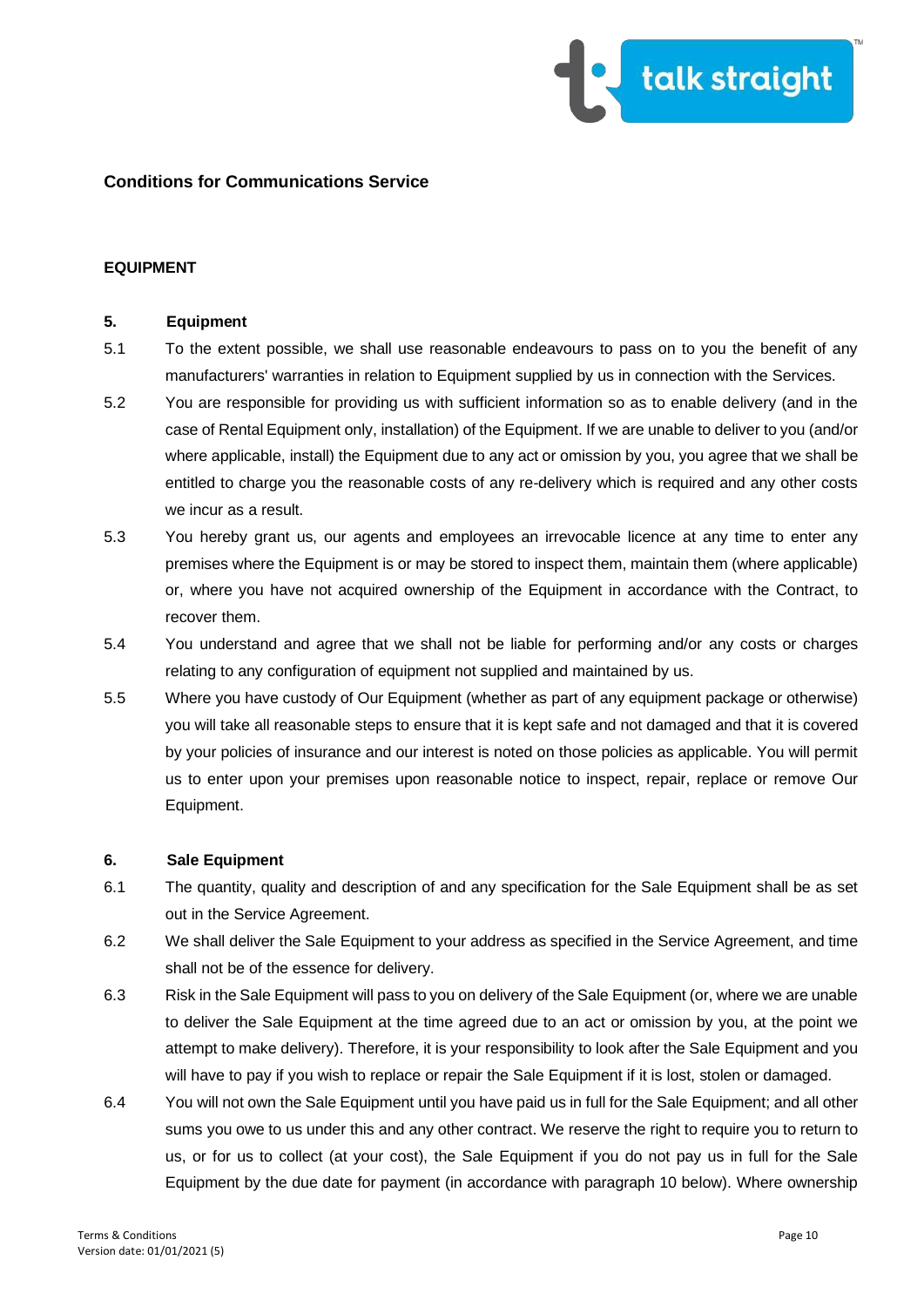## Conditions for Communications Service

### EQUIPMENT

**5. Equipment**

5.1 To the extent possible, we shall use reasonable endeavours to pass on to you the benefit of any manufacturers' warranties in relation to Equipment supplied by us in connection with the Services.

5.2 You are responsible for providing us with sufficient information so as to enable delivery (and in the case of Rental Equipment only, installation) of the Equipment. If we are unable to deliver to you (and/or where applicable, install) the Equipment due to any act or omission by you, you agree that we shall be entitled to charge you the reasonable costs of any re-delivery which is required and any other costs we incur as a result.

5.3 You hereby grant us, our agents and employees an irrevocable licence at any time to enter any premises where the Equipment is or may be stored to inspect them, maintain them (where applicable) or, where you have not acquired ownership of the Equipment in accordance with the Contract, to recover them.

5.4 You understand and agree that we shall not be liable for performing and/or any costs or charges relating to any configuration of equipment not supplied and maintained by us.

5.5 Where you have custody of Our Equipment (whether as part of any equipment package or otherwise) you will take all reasonable steps to ensure that it is kept safe and not damaged and that it is covered by your policies of insurance and our interest is noted on those policies as applicable. You will permit us to enter upon your premises upon reasonable notice to inspect, repair, replace or remove Our Equipment.

**6. Sale Equipment**

6.1 The quantity, quality and description of and any specification for the Sale Equipment shall be as set out in the Service Agreement.

6.2 We shall deliver the Sale Equipment to your address as specified in the Service Agreement, and time shall not be of the essence for delivery.

6.3 Risk in the Sale Equipment will pass to you on delivery of the Sale Equipment (or, where we are unable to deliver the Sale Equipment at the time agreed due to an act or omission by you, at the point we attempt to make delivery). Therefore, it is your responsibility to look after the Sale Equipment and you will have to pay if you wish to replace or repair the Sale Equipment if it is lost, stolen or damaged.

6.4 You will not own the Sale Equipment until you have paid us in full for the Sale Equipment; and all other sums you owe to us under this and any other contract. We reserve the right to require you to return to us, or for us to collect (at your cost), the Sale Equipment if you do not pay us in full for the Sale Equipment by the due date for payment (in accordance with paragraph 10 below). Where ownership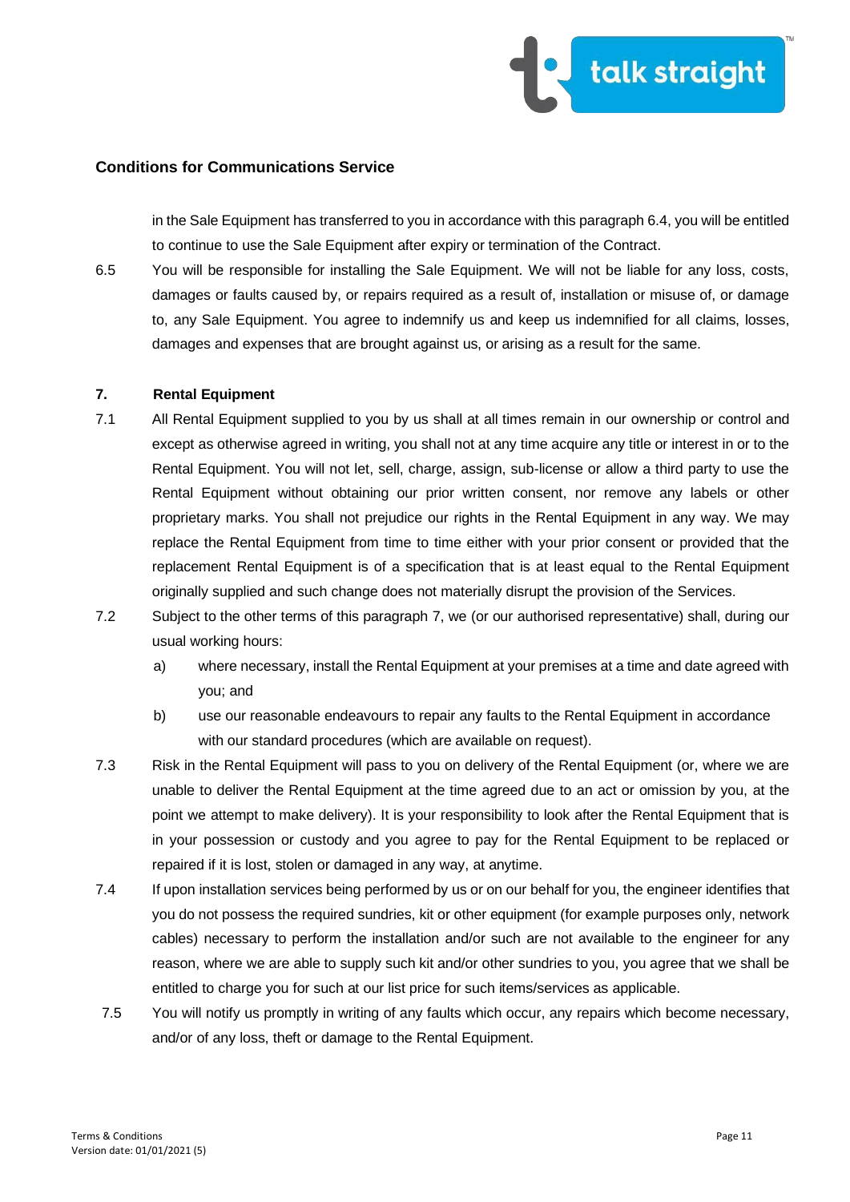in the Sale Equipment has transferred to you in accordance with this paragraph 6.4, you will be entitled to continue to use the Sale Equipment after expiry or termination of the Contract.

6.5 You will be responsible for installing the Sale Equipment. We will not be liable for any loss, costs, damages or faults caused by, or repairs required as a result of, installation or misuse of, or damage to, any Sale Equipment. You agree to indemnify us and keep us indemnified for all claims, losses, damages and expenses that are brought against us, or arising as a result for the same.

**7. Rental Equipment**

7.1 All Rental Equipment supplied to you by us shall at all times remain in our ownership or control and except as otherwise agreed in writing, you shall not at any time acquire any title or interest in or to the Rental Equipment. You will not let, sell, charge, assign, sub-license or allow a third party to use the Rental Equipment without obtaining our prior written consent, nor remove any labels or other proprietary marks. You shall not prejudice our rights in the Rental Equipment in any way. We may replace the Rental Equipment from time to time either with your prior consent or provided that the replacement Rental Equipment is of a specification that is at least equal to the Rental Equipment originally supplied and such change does not materially disrupt the provision of the Services.

7.2 Subject to the other terms of this paragraph 7, we (or our authorised representative) shall, during our usual working hours:

a) where necessary, install the Rental Equipment at your premises at a time and date agreed with you; and

b) use our reasonable endeavours to repair any faults to the Rental Equipment in accordance with our standard procedures (which are available on request).

7.3 Risk in the Rental Equipment will pass to you on delivery of the Rental Equipment (or, where we are unable to deliver the Rental Equipment at the time agreed due to an act or omission by you, at the point we attempt to make delivery). It is your responsibility to look after the Rental Equipment that is in your possession or custody and you agree to pay for the Rental Equipment to be replaced or repaired if it is lost, stolen or damaged in any way, at anytime.

7.4 If upon installation services being performed by us or on our behalf for you, the engineer identifies that you do not possess the required sundries, kit or other equipment (for example purposes only, network cables) necessary to perform the installation and/or such are not available to the engineer for any reason, where we are able to supply such kit and/or other sundries to you, you agree that we shall be entitled to charge you for such at our list price for such items/services as applicable.

7.5 You will notify us promptly in writing of any faults which occur, any repairs which become necessary, and/or of any loss, theft or damage to the Rental Equipment.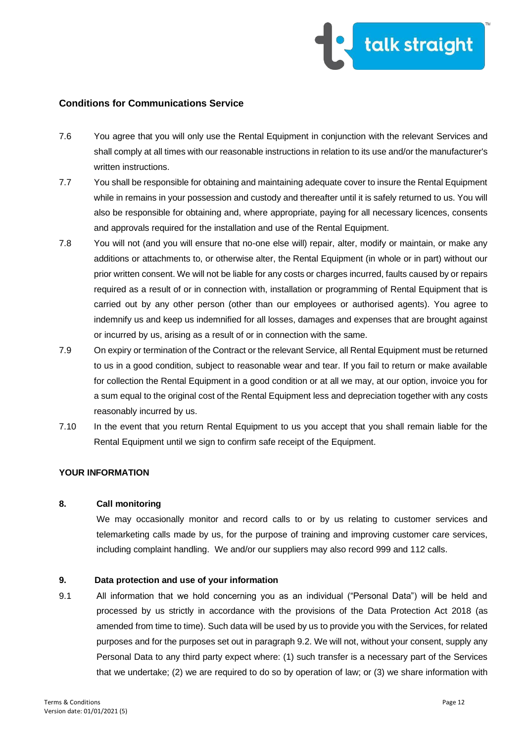## Conditions for Communications Service

7.6 You agree that you will only use the Rental Equipment in conjunction with the relevant Services and shall comply at all times with our reasonable instructions in relation to its use and/or the manufacturer's written instructions.

7.7 You shall be responsible for obtaining and maintaining adequate cover to insure the Rental Equipment while in remains in your possession and custody and thereafter until it is safely returned to us. You will also be responsible for obtaining and, where appropriate, paying for all necessary licences, consents and approvals required for the installation and use of the Rental Equipment.

7.8 You will not (and you will ensure that no-one else will) repair, alter, modify or maintain, or make any additions or attachments to, or otherwise alter, the Rental Equipment (in whole or in part) without our prior written consent. We will not be liable for any costs or charges incurred, faults caused by or repairs required as a result of or in connection with, installation or programming of Rental Equipment that is carried out by any other person (other than our employees or authorised agents). You agree to indemnify us and keep us indemnified for all losses, damages and expenses that are brought against or incurred by us, arising as a result of or in connection with the same.

7.9 On expiry or termination of the Contract or the relevant Service, all Rental Equipment must be returned to us in a good condition, subject to reasonable wear and tear. If you fail to return or make available for collection the Rental Equipment in a good condition or at all we may, at our option, invoice you for a sum equal to the original cost of the Rental Equipment less and depreciation together with any costs reasonably incurred by us.

7.10 In the event that you return Rental Equipment to us you accept that you shall remain liable for the Rental Equipment until we sign to confirm safe receipt of the Equipment.

### YOUR INFORMATION

#### 8. Call monitoring

We may occasionally monitor and record calls to or by us relating to customer services and telemarketing calls made by us, for the purpose of training and improving customer care services, including complaint handling. We and/or our suppliers may also record 999 and 112 calls.

#### 9. Data protection and use of your information

9.1 All information that we hold concerning you as an individual ("Personal Data") will be held and processed by us strictly in accordance with the provisions of the Data Protection Act 2018 (as amended from time to time). Such data will be used by us to provide you with the Services, for related purposes and for the purposes set out in paragraph 9.2. We will not, without your consent, supply any Personal Data to any third party expect where: (1) such transfer is a necessary part of the Services that we undertake; (2) we are required to do so by operation of law; or (3) we share information with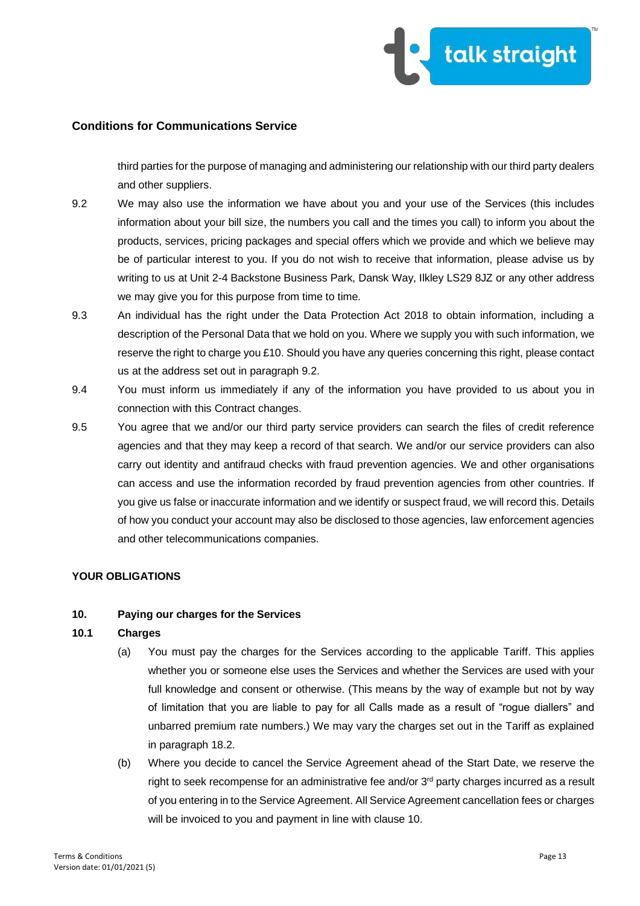## Conditions for Communications Service

third parties for the purpose of managing and administering our relationship with our third party dealers and other suppliers.

9.2 We may also use the information we have about you and your use of the Services (this includes information about your bill size, the numbers you call and the times you call) to inform you about the products, services, pricing packages and special offers which we provide and which we believe may be of particular interest to you. If you do not wish to receive that information, please advise us by writing to us at Unit 2-4 Backstone Business Park, Dansk Way, Ilkley LS29 8JZ or any other address we may give you for this purpose from time to time.

9.3 An individual has the right under the Data Protection Act 2018 to obtain information, including a description of the Personal Data that we hold on you. Where we supply you with such information, we reserve the right to charge you £10. Should you have any queries concerning this right, please contact us at the address set out in paragraph 9.2.

9.4 You must inform us immediately if any of the information you have provided to us about you in connection with this Contract changes.

9.5 You agree that we and/or our third party service providers can search the files of credit reference agencies and that they may keep a record of that search. We and/or our service providers can also carry out identity and antifraud checks with fraud prevention agencies. We and other organisations can access and use the information recorded by fraud prevention agencies from other countries. If you give us false or inaccurate information and we identify or suspect fraud, we will record this. Details of how you conduct your account may also be disclosed to those agencies, law enforcement agencies and other telecommunications companies.

### YOUR OBLIGATIONS

**10. Paying our charges for the Services**

**10.1 Charges**

(a) You must pay the charges for the Services according to the applicable Tariff. This applies whether you or someone else uses the Services and whether the Services are used with your full knowledge and consent or otherwise. (This means by the way of example but not by way of limitation that you are liable to pay for all Calls made as a result of "rogue diallers" and unbarred premium rate numbers.) We may vary the charges set out in the Tariff as explained in paragraph 18.2.

(b) Where you decide to cancel the Service Agreement ahead of the Start Date, we reserve the right to seek recompense for an administrative fee and/or 3rd party charges incurred as a result of you entering in to the Service Agreement. All Service Agreement cancellation fees or charges will be invoiced to you and payment in line with clause 10.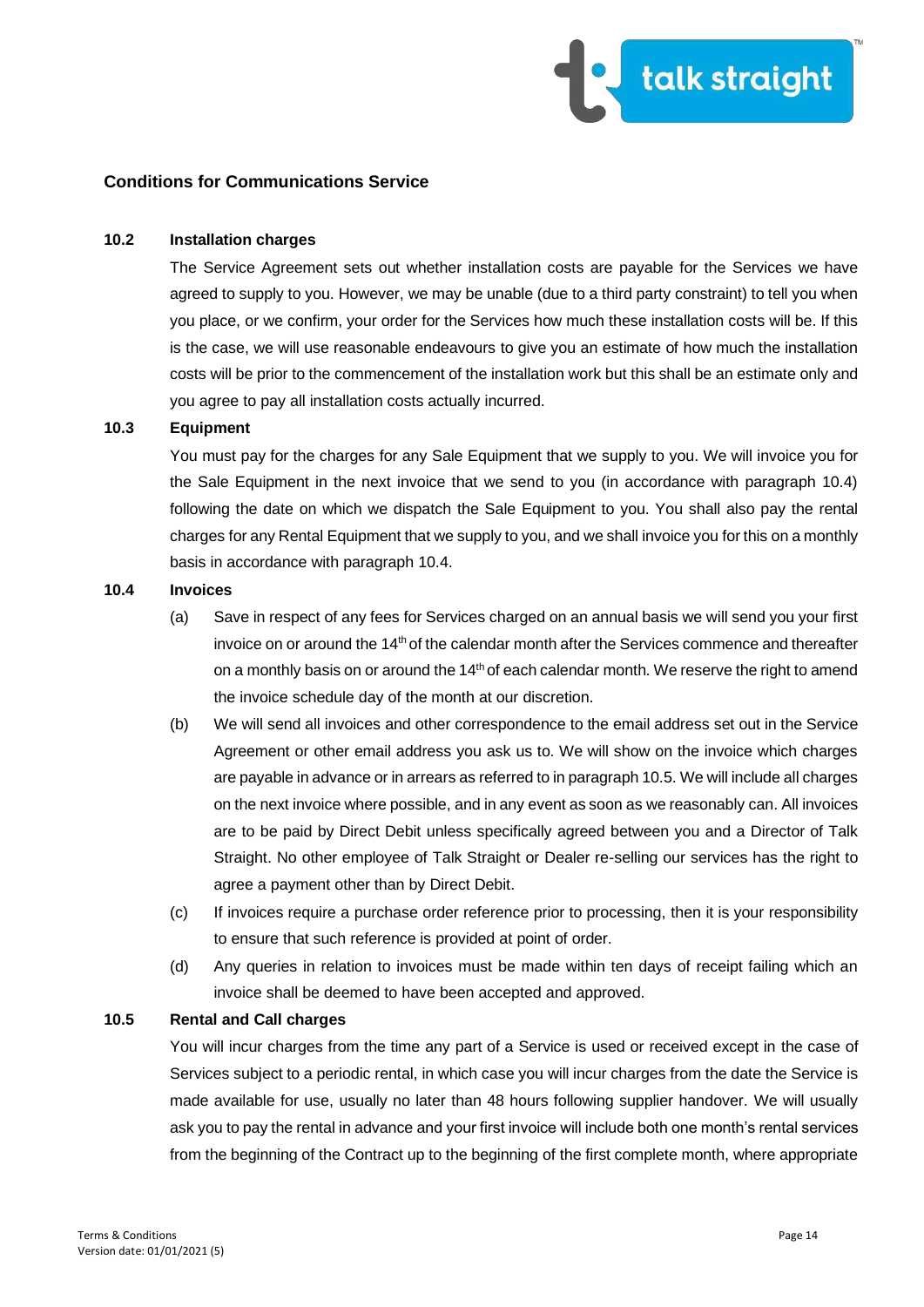## Conditions for Communications Service

**10.2 Installation charges**

The Service Agreement sets out whether installation costs are payable for the Services we have agreed to supply to you. However, we may be unable (due to a third party constraint) to tell you when you place, or we confirm, your order for the Services how much these installation costs will be. If this is the case, we will use reasonable endeavours to give you an estimate of how much the installation costs will be prior to the commencement of the installation work but this shall be an estimate only and you agree to pay all installation costs actually incurred.

**10.3 Equipment**

You must pay for the charges for any Sale Equipment that we supply to you. We will invoice you for the Sale Equipment in the next invoice that we send to you (in accordance with paragraph 10.4) following the date on which we dispatch the Sale Equipment to you. You shall also pay the rental charges for any Rental Equipment that we supply to you, and we shall invoice you for this on a monthly basis in accordance with paragraph 10.4.

**10.4 Invoices**

(a) Save in respect of any fees for Services charged on an annual basis we will send you your first invoice on or around the 14th of the calendar month after the Services commence and thereafter on a monthly basis on or around the 14th of each calendar month. We reserve the right to amend the invoice schedule day of the month at our discretion.

(b) We will send all invoices and other correspondence to the email address set out in the Service Agreement or other email address you ask us to. We will show on the invoice which charges are payable in advance or in arrears as referred to in paragraph 10.5. We will include all charges on the next invoice where possible, and in any event as soon as we reasonably can. All invoices are to be paid by Direct Debit unless specifically agreed between you and a Director of Talk Straight. No other employee of Talk Straight or Dealer re-selling our services has the right to agree a payment other than by Direct Debit.

(c) If invoices require a purchase order reference prior to processing, then it is your responsibility to ensure that such reference is provided at point of order.

(d) Any queries in relation to invoices must be made within ten days of receipt failing which an invoice shall be deemed to have been accepted and approved.

**10.5 Rental and Call charges**

You will incur charges from the time any part of a Service is used or received except in the case of Services subject to a periodic rental, in which case you will incur charges from the date the Service is made available for use, usually no later than 48 hours following supplier handover. We will usually ask you to pay the rental in advance and your first invoice will include both one month's rental services from the beginning of the Contract up to the beginning of the first complete month, where appropriate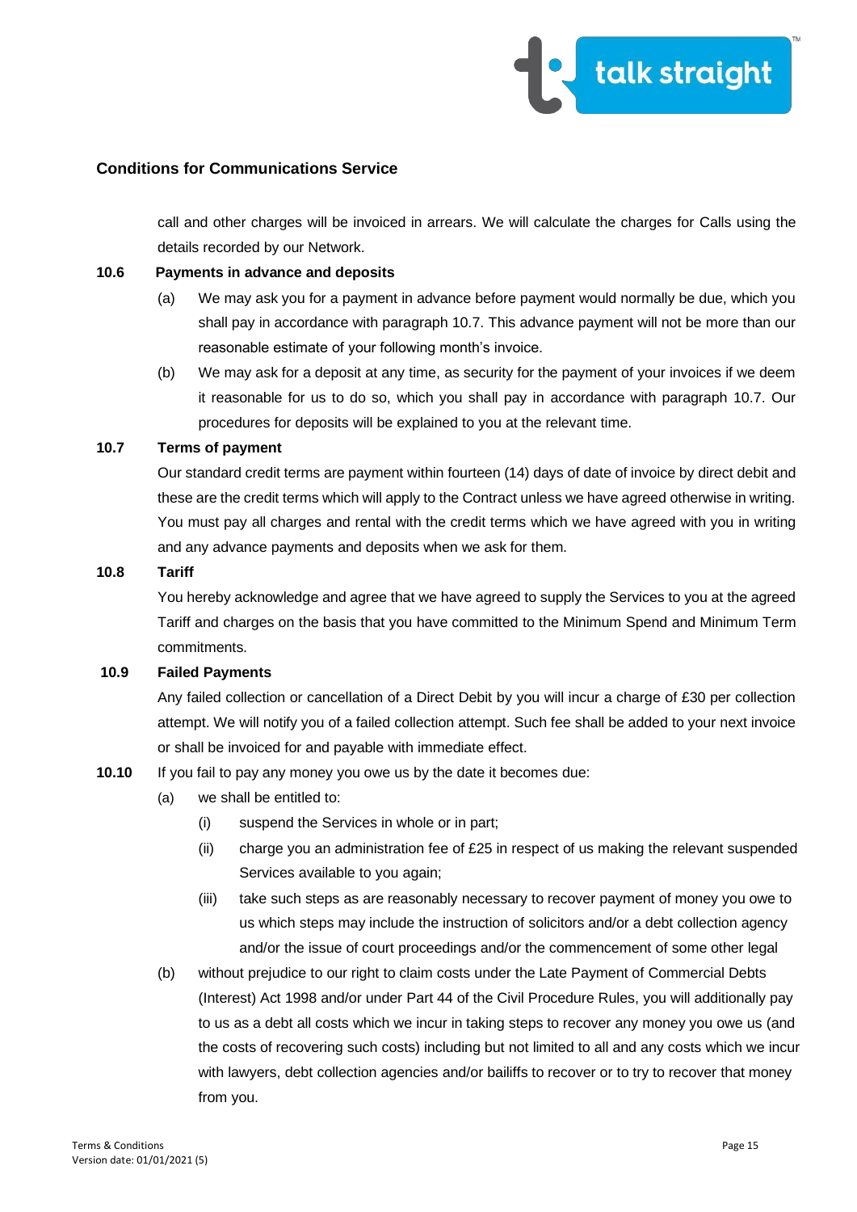## Conditions for Communications Service

call and other charges will be invoiced in arrears. We will calculate the charges for Calls using the details recorded by our Network.

**10.6 Payments in advance and deposits**

(a) We may ask you for a payment in advance before payment would normally be due, which you shall pay in accordance with paragraph 10.7. This advance payment will not be more than our reasonable estimate of your following month's invoice.

(b) We may ask for a deposit at any time, as security for the payment of your invoices if we deem it reasonable for us to do so, which you shall pay in accordance with paragraph 10.7. Our procedures for deposits will be explained to you at the relevant time.

**10.7 Terms of payment**

Our standard credit terms are payment within fourteen (14) days of date of invoice by direct debit and these are the credit terms which will apply to the Contract unless we have agreed otherwise in writing. You must pay all charges and rental with the credit terms which we have agreed with you in writing and any advance payments and deposits when we ask for them.

**10.8 Tariff**

You hereby acknowledge and agree that we have agreed to supply the Services to you at the agreed Tariff and charges on the basis that you have committed to the Minimum Spend and Minimum Term commitments.

**10.9 Failed Payments**

Any failed collection or cancellation of a Direct Debit by you will incur a charge of £30 per collection attempt. We will notify you of a failed collection attempt. Such fee shall be added to your next invoice or shall be invoiced for and payable with immediate effect.

**10.10** If you fail to pay any money you owe us by the date it becomes due:

(a) we shall be entitled to:

(i) suspend the Services in whole or in part;

(ii) charge you an administration fee of £25 in respect of us making the relevant suspended Services available to you again;

(iii) take such steps as are reasonably necessary to recover payment of money you owe to us which steps may include the instruction of solicitors and/or a debt collection agency and/or the issue of court proceedings and/or the commencement of some other legal

(b) without prejudice to our right to claim costs under the Late Payment of Commercial Debts (Interest) Act 1998 and/or under Part 44 of the Civil Procedure Rules, you will additionally pay to us as a debt all costs which we incur in taking steps to recover any money you owe us (and the costs of recovering such costs) including but not limited to all and any costs which we incur with lawyers, debt collection agencies and/or bailiffs to recover or to try to recover that money from you.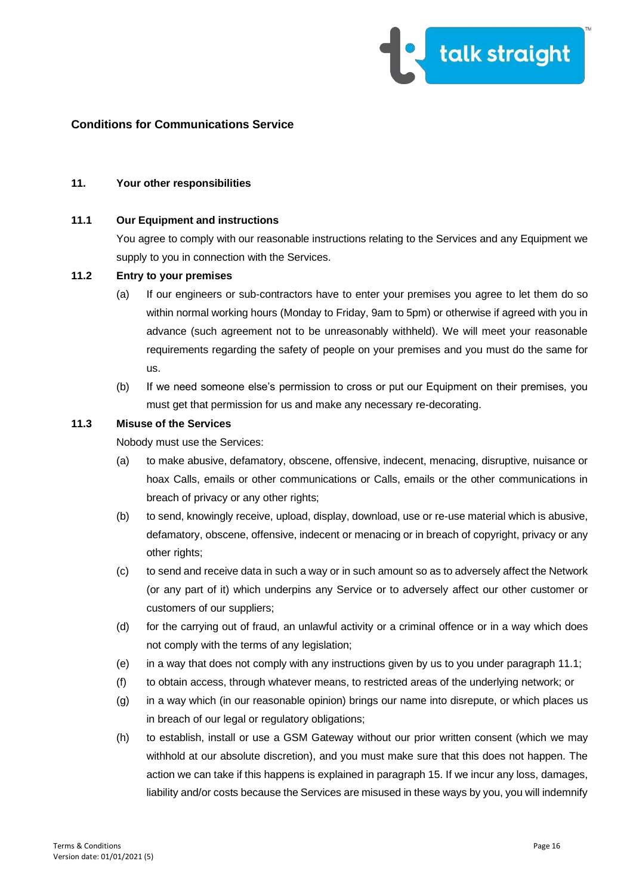## Conditions for Communications Service

### 11. Your other responsibilities

**11.1 Our Equipment and instructions**

You agree to comply with our reasonable instructions relating to the Services and any Equipment we supply to you in connection with the Services.

**11.2 Entry to your premises**

(a) If our engineers or sub-contractors have to enter your premises you agree to let them do so within normal working hours (Monday to Friday, 9am to 5pm) or otherwise if agreed with you in advance (such agreement not to be unreasonably withheld). We will meet your reasonable requirements regarding the safety of people on your premises and you must do the same for us.

(b) If we need someone else's permission to cross or put our Equipment on their premises, you must get that permission for us and make any necessary re-decorating.

**11.3 Misuse of the Services**

Nobody must use the Services:

(a) to make abusive, defamatory, obscene, offensive, indecent, menacing, disruptive, nuisance or hoax Calls, emails or other communications or Calls, emails or the other communications in breach of privacy or any other rights;

(b) to send, knowingly receive, upload, display, download, use or re-use material which is abusive, defamatory, obscene, offensive, indecent or menacing or in breach of copyright, privacy or any other rights;

(c) to send and receive data in such a way or in such amount so as to adversely affect the Network (or any part of it) which underpins any Service or to adversely affect our other customer or customers of our suppliers;

(d) for the carrying out of fraud, an unlawful activity or a criminal offence or in a way which does not comply with the terms of any legislation;

(e) in a way that does not comply with any instructions given by us to you under paragraph 11.1;

(f) to obtain access, through whatever means, to restricted areas of the underlying network; or

(g) in a way which (in our reasonable opinion) brings our name into disrepute, or which places us in breach of our legal or regulatory obligations;

(h) to establish, install or use a GSM Gateway without our prior written consent (which we may withhold at our absolute discretion), and you must make sure that this does not happen. The action we can take if this happens is explained in paragraph 15. If we incur any loss, damages, liability and/or costs because the Services are misused in these ways by you, you will indemnify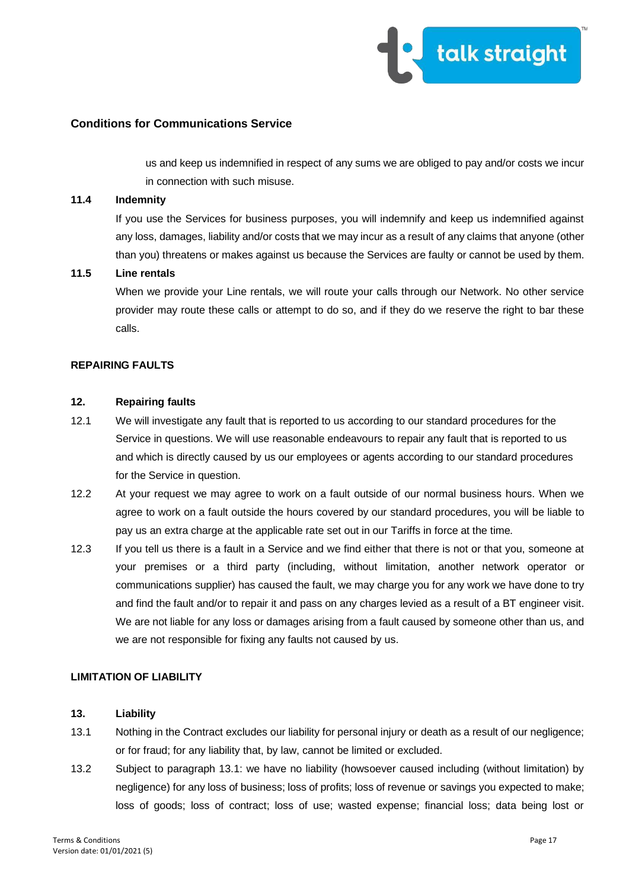us and keep us indemnified in respect of any sums we are obliged to pay and/or costs we incur in connection with such misuse.

**11.4 Indemnity**

If you use the Services for business purposes, you will indemnify and keep us indemnified against any loss, damages, liability and/or costs that we may incur as a result of any claims that anyone (other than you) threatens or makes against us because the Services are faulty or cannot be used by them.

**11.5 Line rentals**

When we provide your Line rentals, we will route your calls through our Network. No other service provider may route these calls or attempt to do so, and if they do we reserve the right to bar these calls.

**REPAIRING FAULTS**

**12. Repairing faults**

12.1 We will investigate any fault that is reported to us according to our standard procedures for the Service in questions. We will use reasonable endeavours to repair any fault that is reported to us and which is directly caused by us our employees or agents according to our standard procedures for the Service in question.

12.2 At your request we may agree to work on a fault outside of our normal business hours. When we agree to work on a fault outside the hours covered by our standard procedures, you will be liable to pay us an extra charge at the applicable rate set out in our Tariffs in force at the time.

12.3 If you tell us there is a fault in a Service and we find either that there is not or that you, someone at your premises or a third party (including, without limitation, another network operator or communications supplier) has caused the fault, we may charge you for any work we have done to try and find the fault and/or to repair it and pass on any charges levied as a result of a BT engineer visit. We are not liable for any loss or damages arising from a fault caused by someone other than us, and we are not responsible for fixing any faults not caused by us.

**LIMITATION OF LIABILITY**

**13. Liability**

13.1 Nothing in the Contract excludes our liability for personal injury or death as a result of our negligence; or for fraud; for any liability that, by law, cannot be limited or excluded.

13.2 Subject to paragraph 13.1: we have no liability (howsoever caused including (without limitation) by negligence) for any loss of business; loss of profits; loss of revenue or savings you expected to make; loss of goods; loss of contract; loss of use; wasted expense; financial loss; data being lost or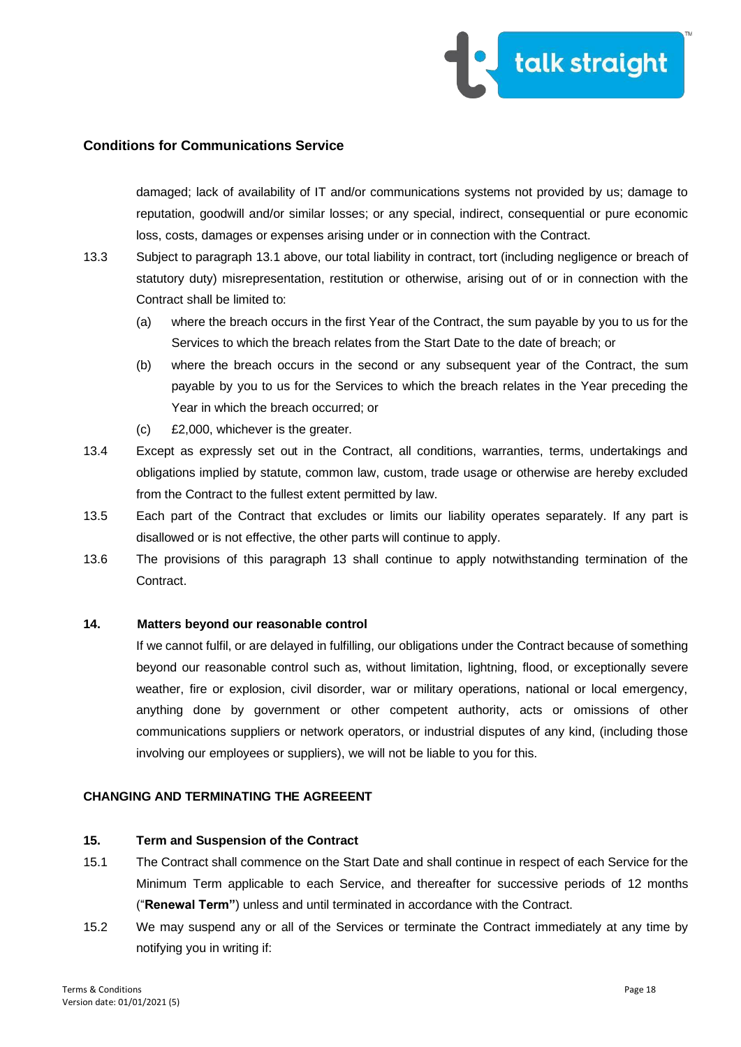damaged; lack of availability of IT and/or communications systems not provided by us; damage to reputation, goodwill and/or similar losses; or any special, indirect, consequential or pure economic loss, costs, damages or expenses arising under or in connection with the Contract.

13.3 Subject to paragraph 13.1 above, our total liability in contract, tort (including negligence or breach of statutory duty) misrepresentation, restitution or otherwise, arising out of or in connection with the Contract shall be limited to:

(a) where the breach occurs in the first Year of the Contract, the sum payable by you to us for the Services to which the breach relates from the Start Date to the date of breach; or

(b) where the breach occurs in the second or any subsequent year of the Contract, the sum payable by you to us for the Services to which the breach relates in the Year preceding the Year in which the breach occurred; or

(c) £2,000, whichever is the greater.

13.4 Except as expressly set out in the Contract, all conditions, warranties, terms, undertakings and obligations implied by statute, common law, custom, trade usage or otherwise are hereby excluded from the Contract to the fullest extent permitted by law.

13.5 Each part of the Contract that excludes or limits our liability operates separately. If any part is disallowed or is not effective, the other parts will continue to apply.

13.6 The provisions of this paragraph 13 shall continue to apply notwithstanding termination of the Contract.

**14. Matters beyond our reasonable control**

If we cannot fulfil, or are delayed in fulfilling, our obligations under the Contract because of something beyond our reasonable control such as, without limitation, lightning, flood, or exceptionally severe weather, fire or explosion, civil disorder, war or military operations, national or local emergency, anything done by government or other competent authority, acts or omissions of other communications suppliers or network operators, or industrial disputes of any kind, (including those involving our employees or suppliers), we will not be liable to you for this.

**CHANGING AND TERMINATING THE AGREEENT**

**15. Term and Suspension of the Contract**

15.1 The Contract shall commence on the Start Date and shall continue in respect of each Service for the Minimum Term applicable to each Service, and thereafter for successive periods of 12 months ("**Renewal Term**") unless and until terminated in accordance with the Contract.

15.2 We may suspend any or all of the Services or terminate the Contract immediately at any time by notifying you in writing if: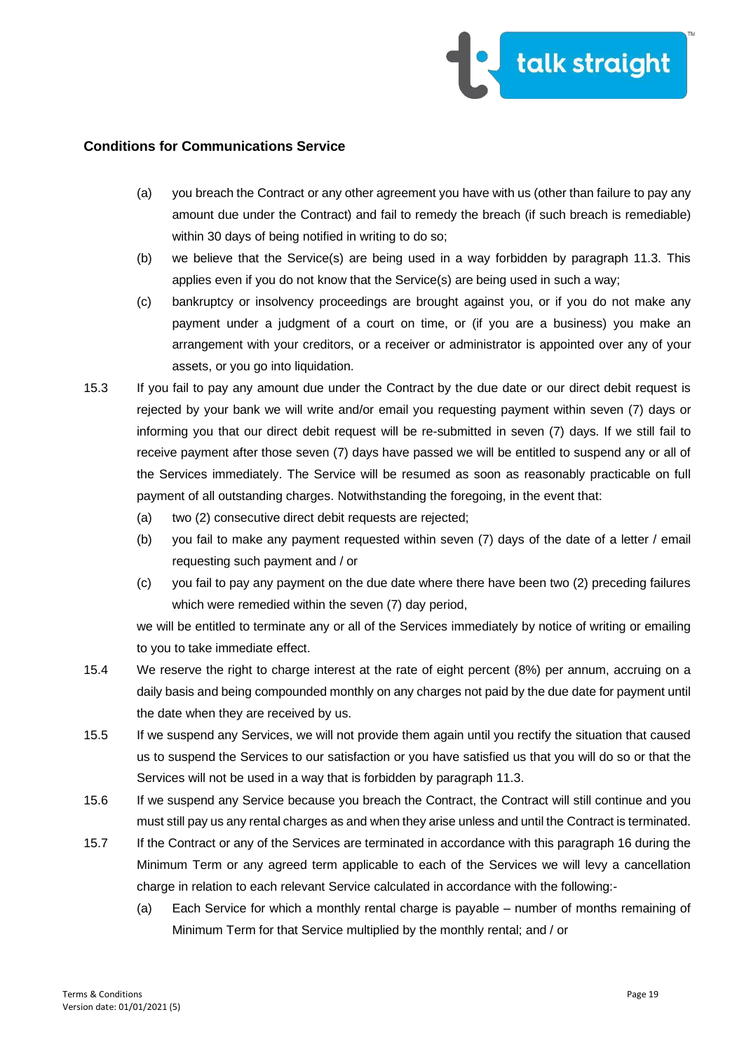**Conditions for Communications Service**

(a) you breach the Contract or any other agreement you have with us (other than failure to pay any amount due under the Contract) and fail to remedy the breach (if such breach is remediable) within 30 days of being notified in writing to do so;

(b) we believe that the Service(s) are being used in a way forbidden by paragraph 11.3. This applies even if you do not know that the Service(s) are being used in such a way;

(c) bankruptcy or insolvency proceedings are brought against you, or if you do not make any payment under a judgment of a court on time, or (if you are a business) you make an arrangement with your creditors, or a receiver or administrator is appointed over any of your assets, or you go into liquidation.

15.3 If you fail to pay any amount due under the Contract by the due date or our direct debit request is rejected by your bank we will write and/or email you requesting payment within seven (7) days or informing you that our direct debit request will be re-submitted in seven (7) days. If we still fail to receive payment after those seven (7) days have passed we will be entitled to suspend any or all of the Services immediately. The Service will be resumed as soon as reasonably practicable on full payment of all outstanding charges. Notwithstanding the foregoing, in the event that:

(a) two (2) consecutive direct debit requests are rejected;

(b) you fail to make any payment requested within seven (7) days of the date of a letter / email requesting such payment and / or

(c) you fail to pay any payment on the due date where there have been two (2) preceding failures which were remedied within the seven (7) day period,

we will be entitled to terminate any or all of the Services immediately by notice of writing or emailing to you to take immediate effect.

15.4 We reserve the right to charge interest at the rate of eight percent (8%) per annum, accruing on a daily basis and being compounded monthly on any charges not paid by the due date for payment until the date when they are received by us.

15.5 If we suspend any Services, we will not provide them again until you rectify the situation that caused us to suspend the Services to our satisfaction or you have satisfied us that you will do so or that the Services will not be used in a way that is forbidden by paragraph 11.3.

15.6 If we suspend any Service because you breach the Contract, the Contract will still continue and you must still pay us any rental charges as and when they arise unless and until the Contract is terminated.

15.7 If the Contract or any of the Services are terminated in accordance with this paragraph 16 during the Minimum Term or any agreed term applicable to each of the Services we will levy a cancellation charge in relation to each relevant Service calculated in accordance with the following:-

(a) Each Service for which a monthly rental charge is payable – number of months remaining of Minimum Term for that Service multiplied by the monthly rental; and / or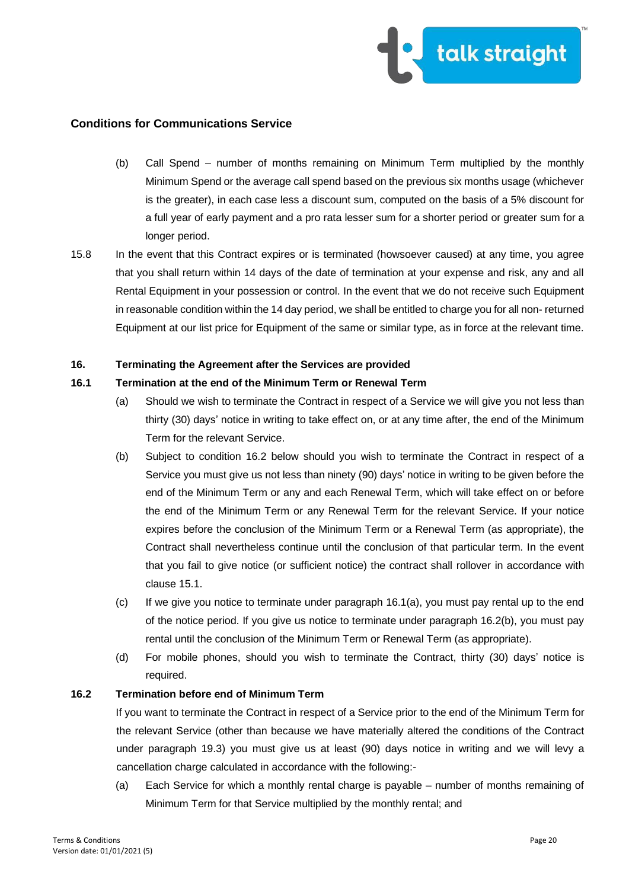## Conditions for Communications Service

(b) Call Spend – number of months remaining on Minimum Term multiplied by the monthly Minimum Spend or the average call spend based on the previous six months usage (whichever is the greater), in each case less a discount sum, computed on the basis of a 5% discount for a full year of early payment and a pro rata lesser sum for a shorter period or greater sum for a longer period.

15.8 In the event that this Contract expires or is terminated (howsoever caused) at any time, you agree that you shall return within 14 days of the date of termination at your expense and risk, any and all Rental Equipment in your possession or control. In the event that we do not receive such Equipment in reasonable condition within the 14 day period, we shall be entitled to charge you for all non- returned Equipment at our list price for Equipment of the same or similar type, as in force at the relevant time.

### 16. Terminating the Agreement after the Services are provided

#### 16.1 Termination at the end of the Minimum Term or Renewal Term

(a) Should we wish to terminate the Contract in respect of a Service we will give you not less than thirty (30) days' notice in writing to take effect on, or at any time after, the end of the Minimum Term for the relevant Service.

(b) Subject to condition 16.2 below should you wish to terminate the Contract in respect of a Service you must give us not less than ninety (90) days' notice in writing to be given before the end of the Minimum Term or any and each Renewal Term, which will take effect on or before the end of the Minimum Term or any Renewal Term for the relevant Service. If your notice expires before the conclusion of the Minimum Term or a Renewal Term (as appropriate), the Contract shall nevertheless continue until the conclusion of that particular term. In the event that you fail to give notice (or sufficient notice) the contract shall rollover in accordance with clause 15.1.

(c) If we give you notice to terminate under paragraph 16.1(a), you must pay rental up to the end of the notice period. If you give us notice to terminate under paragraph 16.2(b), you must pay rental until the conclusion of the Minimum Term or Renewal Term (as appropriate).

(d) For mobile phones, should you wish to terminate the Contract, thirty (30) days' notice is required.

#### 16.2 Termination before end of Minimum Term

If you want to terminate the Contract in respect of a Service prior to the end of the Minimum Term for the relevant Service (other than because we have materially altered the conditions of the Contract under paragraph 19.3) you must give us at least (90) days notice in writing and we will levy a cancellation charge calculated in accordance with the following:-

(a) Each Service for which a monthly rental charge is payable – number of months remaining of Minimum Term for that Service multiplied by the monthly rental; and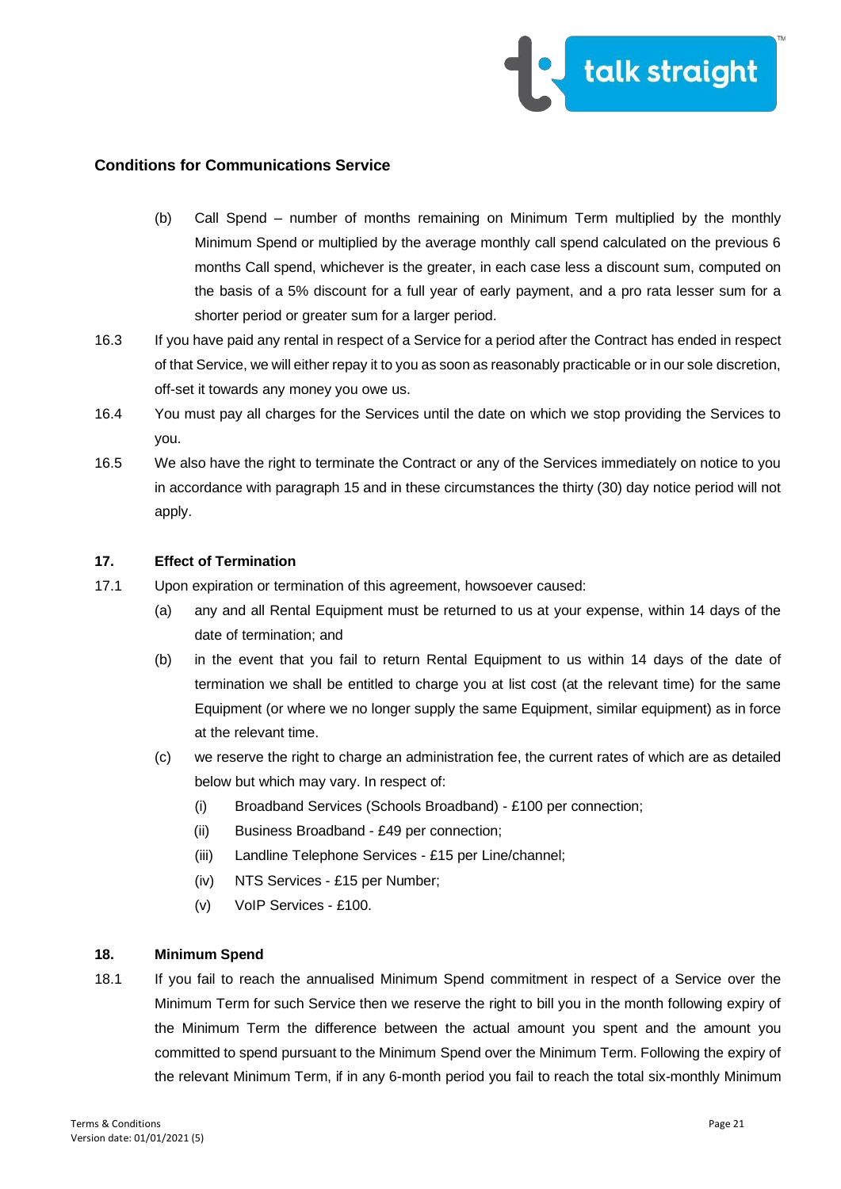**Conditions for Communications Service**

(b) Call Spend – number of months remaining on Minimum Term multiplied by the monthly Minimum Spend or multiplied by the average monthly call spend calculated on the previous 6 months Call spend, whichever is the greater, in each case less a discount sum, computed on the basis of a 5% discount for a full year of early payment, and a pro rata lesser sum for a shorter period or greater sum for a larger period.

16.3 If you have paid any rental in respect of a Service for a period after the Contract has ended in respect of that Service, we will either repay it to you as soon as reasonably practicable or in our sole discretion, off-set it towards any money you owe us.

16.4 You must pay all charges for the Services until the date on which we stop providing the Services to you.

16.5 We also have the right to terminate the Contract or any of the Services immediately on notice to you in accordance with paragraph 15 and in these circumstances the thirty (30) day notice period will not apply.

### 17. Effect of Termination

17.1 Upon expiration or termination of this agreement, howsoever caused:

(a) any and all Rental Equipment must be returned to us at your expense, within 14 days of the date of termination; and

(b) in the event that you fail to return Rental Equipment to us within 14 days of the date of termination we shall be entitled to charge you at list cost (at the relevant time) for the same Equipment (or where we no longer supply the same Equipment, similar equipment) as in force at the relevant time.

(c) we reserve the right to charge an administration fee, the current rates of which are as detailed below but which may vary. In respect of:

(i) Broadband Services (Schools Broadband) - £100 per connection;

(ii) Business Broadband - £49 per connection;

(iii) Landline Telephone Services - £15 per Line/channel;

(iv) NTS Services - £15 per Number;

(v) VoIP Services - £100.

### 18. Minimum Spend

18.1 If you fail to reach the annualised Minimum Spend commitment in respect of a Service over the Minimum Term for such Service then we reserve the right to bill you in the month following expiry of the Minimum Term the difference between the actual amount you spent and the amount you committed to spend pursuant to the Minimum Spend over the Minimum Term. Following the expiry of the relevant Minimum Term, if in any 6-month period you fail to reach the total six-monthly Minimum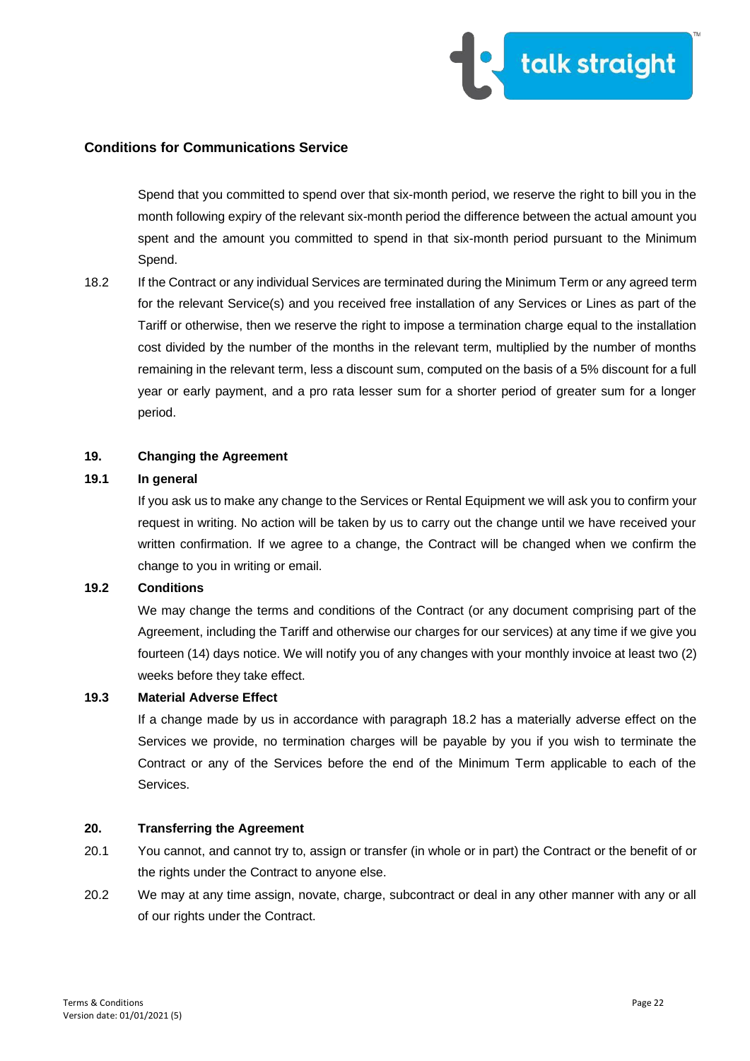## Conditions for Communications Service

Spend that you committed to spend over that six-month period, we reserve the right to bill you in the month following expiry of the relevant six-month period the difference between the actual amount you spent and the amount you committed to spend in that six-month period pursuant to the Minimum Spend.

18.2 If the Contract or any individual Services are terminated during the Minimum Term or any agreed term for the relevant Service(s) and you received free installation of any Services or Lines as part of the Tariff or otherwise, then we reserve the right to impose a termination charge equal to the installation cost divided by the number of the months in the relevant term, multiplied by the number of months remaining in the relevant term, less a discount sum, computed on the basis of a 5% discount for a full year or early payment, and a pro rata lesser sum for a shorter period of greater sum for a longer period.

### 19. Changing the Agreement

**19.1 In general**

If you ask us to make any change to the Services or Rental Equipment we will ask you to confirm your request in writing. No action will be taken by us to carry out the change until we have received your written confirmation. If we agree to a change, the Contract will be changed when we confirm the change to you in writing or email.

**19.2 Conditions**

We may change the terms and conditions of the Contract (or any document comprising part of the Agreement, including the Tariff and otherwise our charges for our services) at any time if we give you fourteen (14) days notice. We will notify you of any changes with your monthly invoice at least two (2) weeks before they take effect.

**19.3 Material Adverse Effect**

If a change made by us in accordance with paragraph 18.2 has a materially adverse effect on the Services we provide, no termination charges will be payable by you if you wish to terminate the Contract or any of the Services before the end of the Minimum Term applicable to each of the Services.

### 20. Transferring the Agreement

20.1 You cannot, and cannot try to, assign or transfer (in whole or in part) the Contract or the benefit of or the rights under the Contract to anyone else.

20.2 We may at any time assign, novate, charge, subcontract or deal in any other manner with any or all of our rights under the Contract.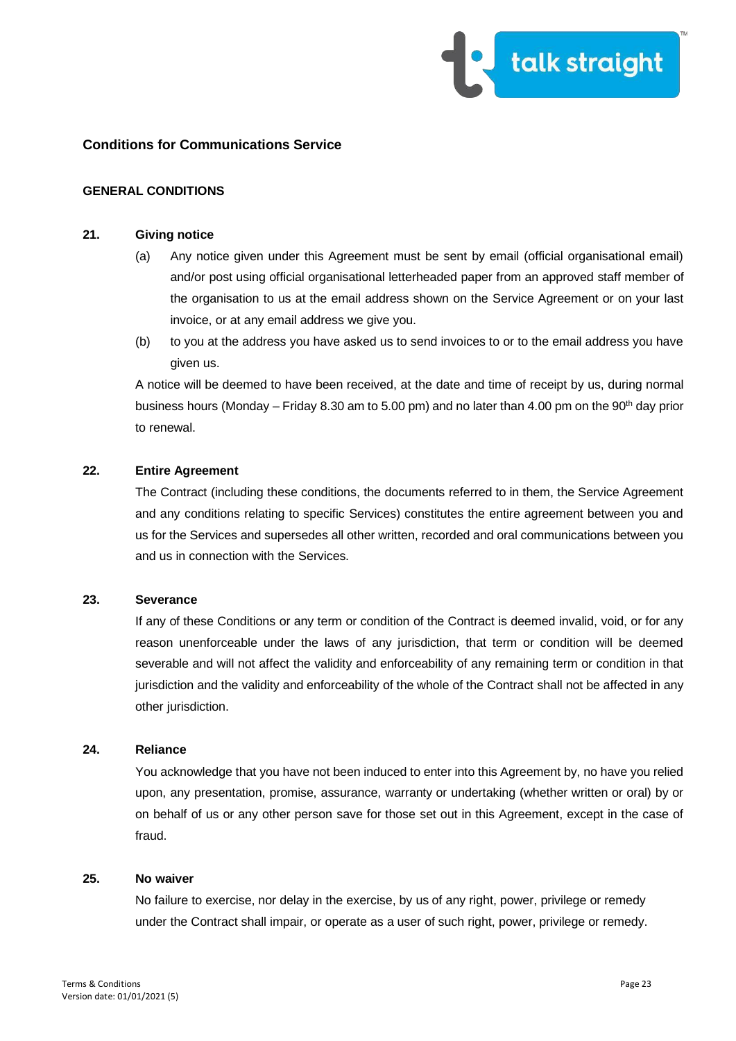## Conditions for Communications Service

### GENERAL CONDITIONS

**21. Giving notice**

(a) Any notice given under this Agreement must be sent by email (official organisational email) and/or post using official organisational letterheaded paper from an approved staff member of the organisation to us at the email address shown on the Service Agreement or on your last invoice, or at any email address we give you.

(b) to you at the address you have asked us to send invoices to or to the email address you have given us.

A notice will be deemed to have been received, at the date and time of receipt by us, during normal business hours (Monday – Friday 8.30 am to 5.00 pm) and no later than 4.00 pm on the 90th day prior to renewal.

**22. Entire Agreement**

The Contract (including these conditions, the documents referred to in them, the Service Agreement and any conditions relating to specific Services) constitutes the entire agreement between you and us for the Services and supersedes all other written, recorded and oral communications between you and us in connection with the Services.

**23. Severance**

If any of these Conditions or any term or condition of the Contract is deemed invalid, void, or for any reason unenforceable under the laws of any jurisdiction, that term or condition will be deemed severable and will not affect the validity and enforceability of any remaining term or condition in that jurisdiction and the validity and enforceability of the whole of the Contract shall not be affected in any other jurisdiction.

**24. Reliance**

You acknowledge that you have not been induced to enter into this Agreement by, no have you relied upon, any presentation, promise, assurance, warranty or undertaking (whether written or oral) by or on behalf of us or any other person save for those set out in this Agreement, except in the case of fraud.

**25. No waiver**

No failure to exercise, nor delay in the exercise, by us of any right, power, privilege or remedy under the Contract shall impair, or operate as a user of such right, power, privilege or remedy.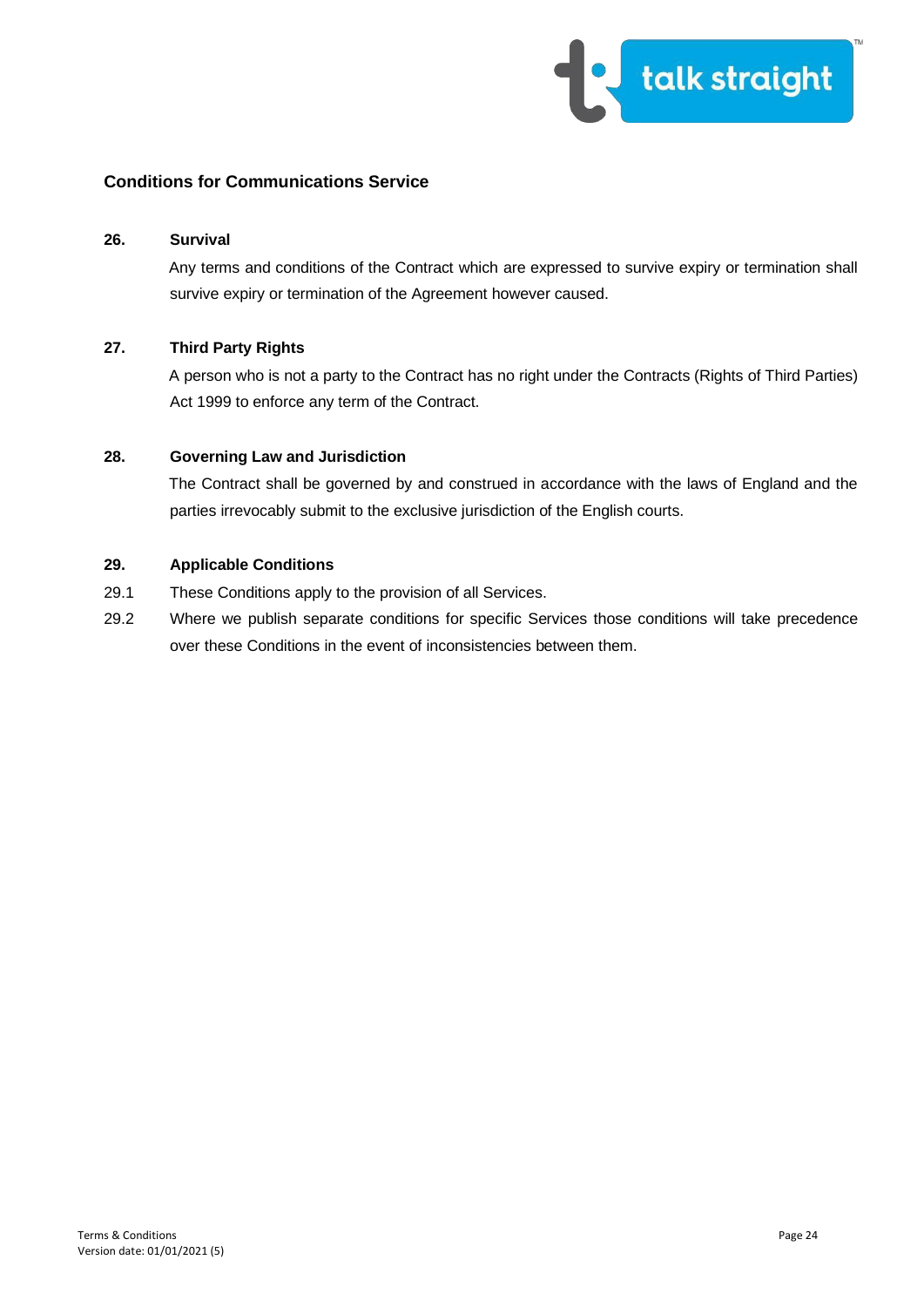**Conditions for Communications Service**

**26. Survival**

Any terms and conditions of the Contract which are expressed to survive expiry or termination shall survive expiry or termination of the Agreement however caused.

**27. Third Party Rights**

A person who is not a party to the Contract has no right under the Contracts (Rights of Third Parties) Act 1999 to enforce any term of the Contract.

**28. Governing Law and Jurisdiction**

The Contract shall be governed by and construed in accordance with the laws of England and the parties irrevocably submit to the exclusive jurisdiction of the English courts.

**29. Applicable Conditions**

29.1 These Conditions apply to the provision of all Services.

29.2 Where we publish separate conditions for specific Services those conditions will take precedence over these Conditions in the event of inconsistencies between them.